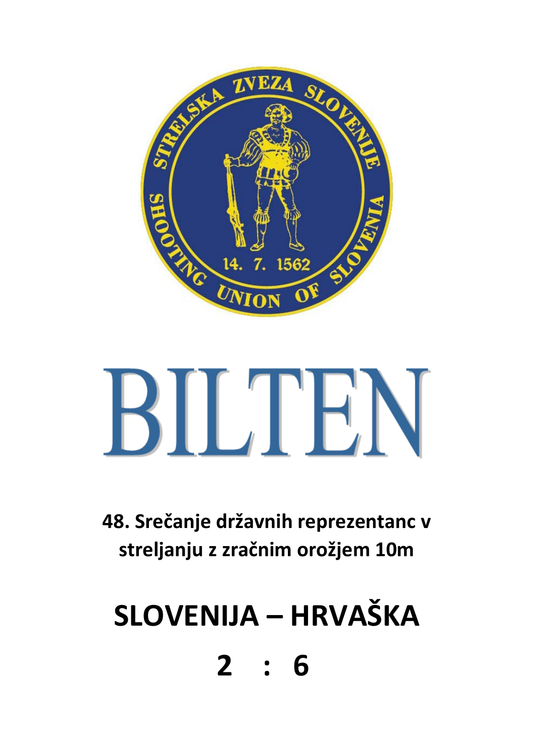# BILTEN

**48. Srečanje državnih reprezentanc v streljanju z zračnim orožjem 10m**

## SLOVENIJA – HRVAŠKA

## 2 : 6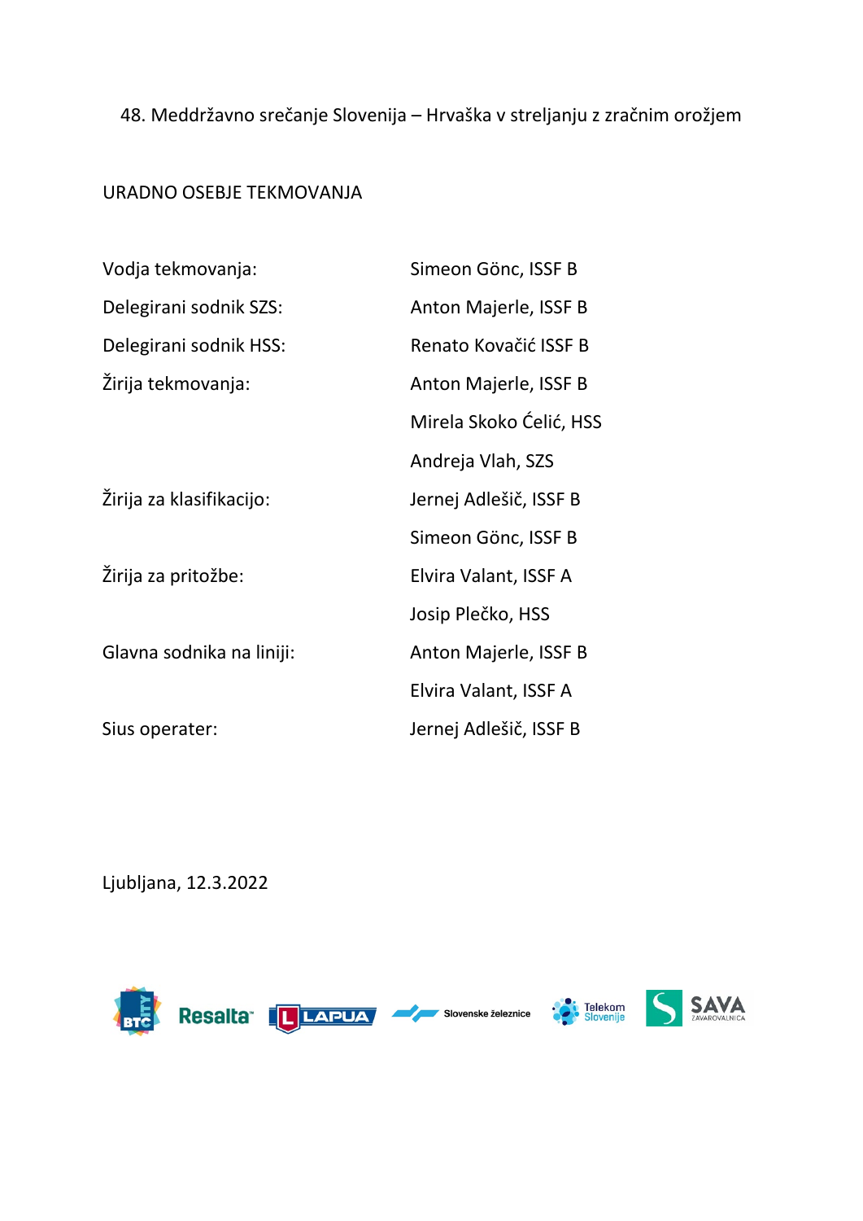48. Meddržavno srečanje Slovenija – Hrvaška v streljanju z zračnim orožjem

URADNO OSEBJE TEKMOVANJA

| | |
|---|---|
| Vodja tekmovanja: | Simeon Gönc, ISSF B |
| Delegirani sodnik SZS: | Anton Majerle, ISSF B |
| Delegirani sodnik HSS: | Renato Kovačić ISSF B |
| Žirija tekmovanja: | Anton Majerle, ISSF B |
| | Mirela Skoko Ćelić, HSS |
| | Andreja Vlah, SZS |
| Žirija za klasifikacijo: | Jernej Adlešič, ISSF B |
| | Simeon Gönc, ISSF B |
| Žirija za pritožbe: | Elvira Valant, ISSF A |
| | Josip Plečko, HSS |
| Glavna sodnika na liniji: | Anton Majerle, ISSF B |
| | Elvira Valant, ISSF A |
| Sius operater: | Jernej Adlešič, ISSF B |

Ljubljana, 12.3.2022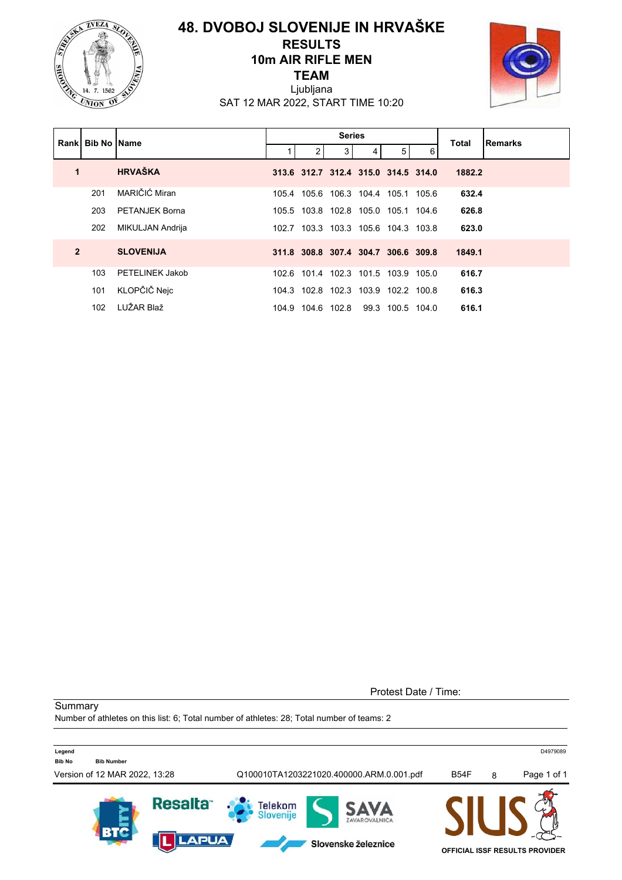# 48. DVOBOJ SLOVENIJE IN HRVAŠKE

## RESULTS
## 10m AIR RIFLE MEN
## TEAM

Ljubljana

SAT 12 MAR 2022, START TIME 10:20

| Rank | Bib No | Name | Series 1 | 2 | 3 | 4 | 5 | 6 | Total | Remarks |
|---|---|---|---|---|---|---|---|---|---|---|
| **1** | | **HRVAŠKA** | **313.6** | **312.7** | **312.4** | **315.0** | **314.5** | **314.0** | **1882.2** | |
| | 201 | MARIČIĆ Miran | 105.4 | 105.6 | 106.3 | 104.4 | 105.1 | 105.6 | **632.4** | |
| | 203 | PETANJEK Borna | 105.5 | 103.8 | 102.8 | 105.0 | 105.1 | 104.6 | **626.8** | |
| | 202 | MIKULJAN Andrija | 102.7 | 103.3 | 103.3 | 105.6 | 104.3 | 103.8 | **623.0** | |
| **2** | | **SLOVENIJA** | **311.8** | **308.8** | **307.4** | **304.7** | **306.6** | **309.8** | **1849.1** | |
| | 103 | PETELINEK Jakob | 102.6 | 101.4 | 102.3 | 101.5 | 103.9 | 105.0 | **616.7** | |
| | 101 | KLOPČIČ Nejc | 104.3 | 102.8 | 102.3 | 103.9 | 102.2 | 100.8 | **616.3** | |
| | 102 | LUŽAR Blaž | 104.9 | 104.6 | 102.8 | 99.3 | 100.5 | 104.0 | **616.1** | |

Protest Date / Time:

Summary

Number of athletes on this list: 6; Total number of athletes: 28; Total number of teams: 2

**Legend**

**Bib No** — **Bib Number**

D4979089

Version of 12 MAR 2022, 13:28 — Q100010TA1203221020.400000.ARM.0.001.pdf — B54F — 8

OFFICIAL ISSF RESULTS PROVIDER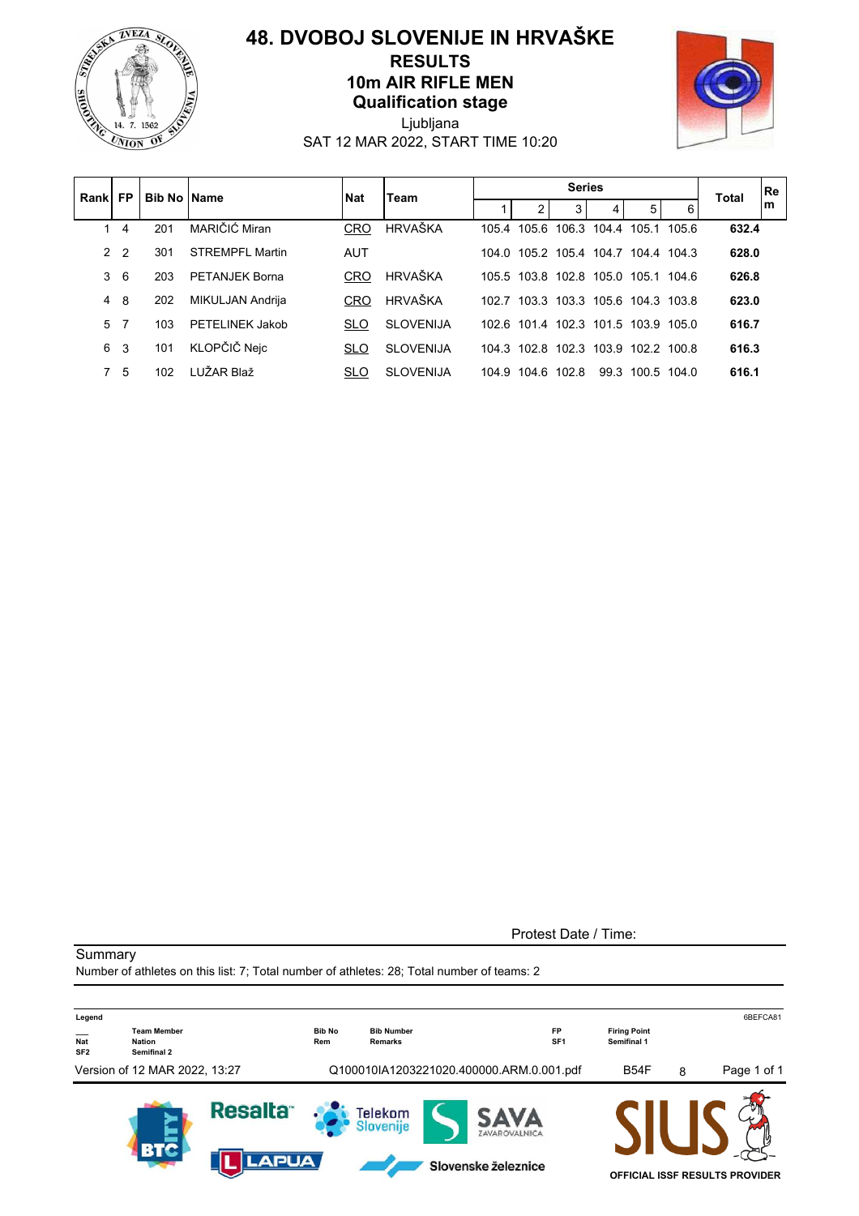# 48. DVOBOJ SLOVENIJE IN HRVAŠKE

## RESULTS

## 10m AIR RIFLE MEN

## Qualification stage

Ljubljana

SAT 12 MAR 2022, START TIME 10:20

| Rank | FP | Bib No | Name | Nat | Team | Series 1 | 2 | 3 | 4 | 5 | 6 | Total | Rem |
|---|---|---|---|---|---|---|---|---|---|---|---|---|---|
| 1 | 4 | 201 | MARIČIĆ Miran | CRO | HRVAŠKA | 105.4 | 105.6 | 106.3 | 104.4 | 105.1 | 105.6 | **632.4** | |
| 2 | 2 | 301 | STREMPFL Martin | AUT | | 104.0 | 105.2 | 105.4 | 104.7 | 104.4 | 104.3 | **628.0** | |
| 3 | 6 | 203 | PETANJEK Borna | CRO | HRVAŠKA | 105.5 | 103.8 | 102.8 | 105.0 | 105.1 | 104.6 | **626.8** | |
| 4 | 8 | 202 | MIKULJAN Andrija | CRO | HRVAŠKA | 102.7 | 103.3 | 103.3 | 105.6 | 104.3 | 103.8 | **623.0** | |
| 5 | 7 | 103 | PETELINEK Jakob | SLO | SLOVENIJA | 102.6 | 101.4 | 102.3 | 101.5 | 103.9 | 105.0 | **616.7** | |
| 6 | 3 | 101 | KLOPČIČ Nejc | SLO | SLOVENIJA | 104.3 | 102.8 | 102.3 | 103.9 | 102.2 | 100.8 | **616.3** | |
| 7 | 5 | 102 | LUŽAR Blaž | SLO | SLOVENIJA | 104.9 | 104.6 | 102.8 | 99.3 | 100.5 | 104.0 | **616.1** | |

Protest Date / Time:

Summary

Number of athletes on this list: 7; Total number of athletes: 28; Total number of teams: 2

**Legend**

| | | | | | | |
|---|---|---|---|---|---|---|
| ___ | Team Member | Bib No | Bib Number | FP | Firing Point | |
| Nat | Nation | Rem | Remarks | SF1 | Semifinal 1 | |
| SF2 | Semifinal 2 | | | | | |

6BEFCA81

Version of 12 MAR 2022, 13:27 Q100010IA1203221020.400000.ARM.0.001.pdf B54F 8

OFFICIAL ISSF RESULTS PROVIDER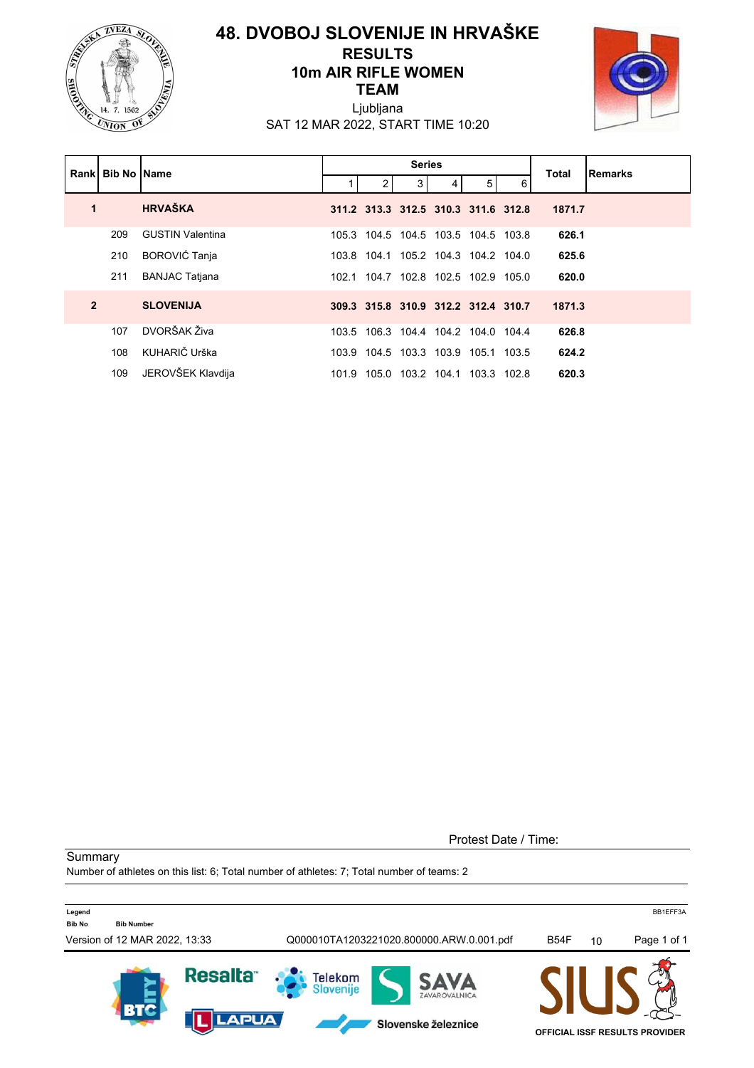# 48. DVOBOJ SLOVENIJE IN HRVAŠKE

## RESULTS
## 10m AIR RIFLE WOMEN
## TEAM

Ljubljana

SAT 12 MAR 2022, START TIME 10:20

| Rank | Bib No | Name | Series 1 | 2 | 3 | 4 | 5 | 6 | Total | Remarks |
|---|---|---|---|---|---|---|---|---|---|---|
| **1** | | **HRVAŠKA** | **311.2** | **313.3** | **312.5** | **310.3** | **311.6** | **312.8** | **1871.7** | |
| | 209 | GUSTIN Valentina | 105.3 | 104.5 | 104.5 | 103.5 | 104.5 | 103.8 | **626.1** | |
| | 210 | BOROVIĆ Tanja | 103.8 | 104.1 | 105.2 | 104.3 | 104.2 | 104.0 | **625.6** | |
| | 211 | BANJAC Tatjana | 102.1 | 104.7 | 102.8 | 102.5 | 102.9 | 105.0 | **620.0** | |
| **2** | | **SLOVENIJA** | **309.3** | **315.8** | **310.9** | **312.2** | **312.4** | **310.7** | **1871.3** | |
| | 107 | DVORŠAK Živa | 103.5 | 106.3 | 104.4 | 104.2 | 104.0 | 104.4 | **626.8** | |
| | 108 | KUHARIČ Urška | 103.9 | 104.5 | 103.3 | 103.9 | 105.1 | 103.5 | **624.2** | |
| | 109 | JEROVŠEK Klavdija | 101.9 | 105.0 | 103.2 | 104.1 | 103.3 | 102.8 | **620.3** | |

Protest Date / Time:

Summary

Number of athletes on this list: 6; Total number of athletes: 7; Total number of teams: 2

**Legend**

**Bib No** Bib Number

BB1EFF3A

Version of 12 MAR 2022, 13:33 Q000010TA1203221020.800000.ARW.0.001.pdf B54F 10

OFFICIAL ISSF RESULTS PROVIDER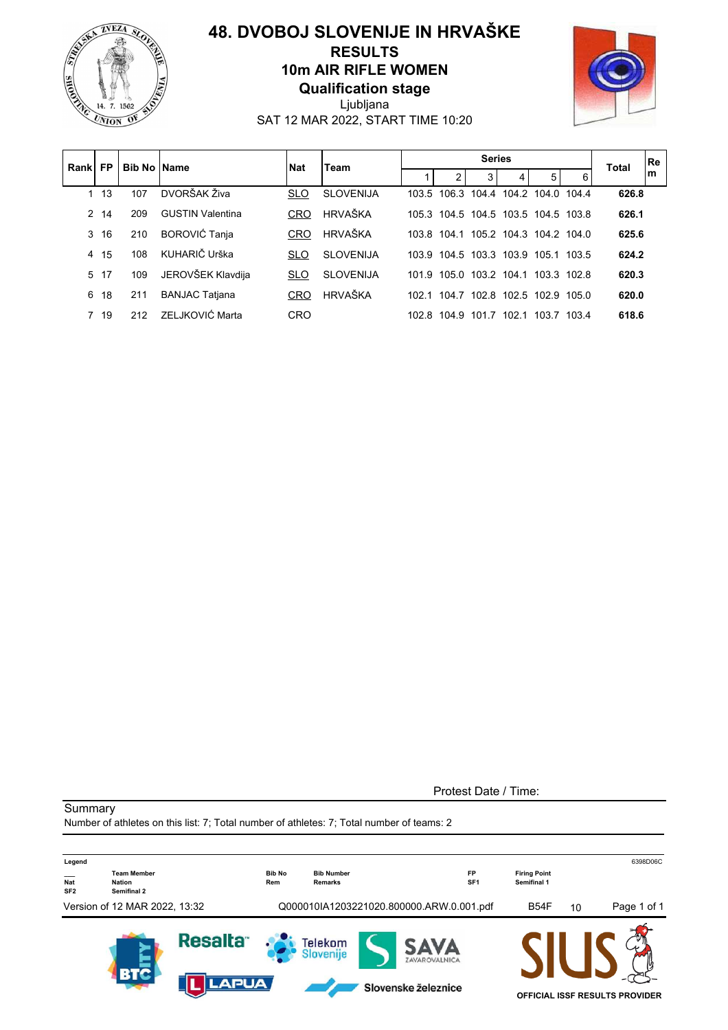# 48. DVOBOJ SLOVENIJE IN HRVAŠKE

## RESULTS

## 10m AIR RIFLE WOMEN

### Qualification stage

Ljubljana

SAT 12 MAR 2022, START TIME 10:20

| Rank | FP | Bib No | Name | Nat | Team | Series | | | | | | Total | Rem |
|---|---|---|---|---|---|---|---|---|---|---|---|---|---|
| | | | | | | 1 | 2 | 3 | 4 | 5 | 6 | | |
| 1 | 13 | 107 | DVORŠAK Živa | SLO | SLOVENIJA | 103.5 | 106.3 | 104.4 | 104.2 | 104.0 | 104.4 | **626.8** | |
| 2 | 14 | 209 | GUSTIN Valentina | CRO | HRVAŠKA | 105.3 | 104.5 | 104.5 | 103.5 | 104.5 | 103.8 | **626.1** | |
| 3 | 16 | 210 | BOROVIĆ Tanja | CRO | HRVAŠKA | 103.8 | 104.1 | 105.2 | 104.3 | 104.2 | 104.0 | **625.6** | |
| 4 | 15 | 108 | KUHARIČ Urška | SLO | SLOVENIJA | 103.9 | 104.5 | 103.3 | 103.9 | 105.1 | 103.5 | **624.2** | |
| 5 | 17 | 109 | JEROVŠEK Klavdija | SLO | SLOVENIJA | 101.9 | 105.0 | 103.2 | 104.1 | 103.3 | 102.8 | **620.3** | |
| 6 | 18 | 211 | BANJAC Tatjana | CRO | HRVAŠKA | 102.1 | 104.7 | 102.8 | 102.5 | 102.9 | 105.0 | **620.0** | |
| 7 | 19 | 212 | ZELJKOVIĆ Marta | CRO | | 102.8 | 104.9 | 101.7 | 102.1 | 103.7 | 103.4 | **618.6** | |

Protest Date / Time:

Summary

Number of athletes on this list: 7; Total number of athletes: 7; Total number of teams: 2

**Legend**

| | | | | | |
|---|---|---|---|---|---|
| ___ | Team Member | Bib No | Bib Number | FP | Firing Point |
| Nat | Nation | Rem | Remarks | SF1 | Semifinal 1 |
| SF2 | Semifinal 2 | | | | |

6398D06C

Version of 12 MAR 2022, 13:32 Q000010IA1203221020.800000.ARW.0.001.pdf B54F 10

OFFICIAL ISSF RESULTS PROVIDER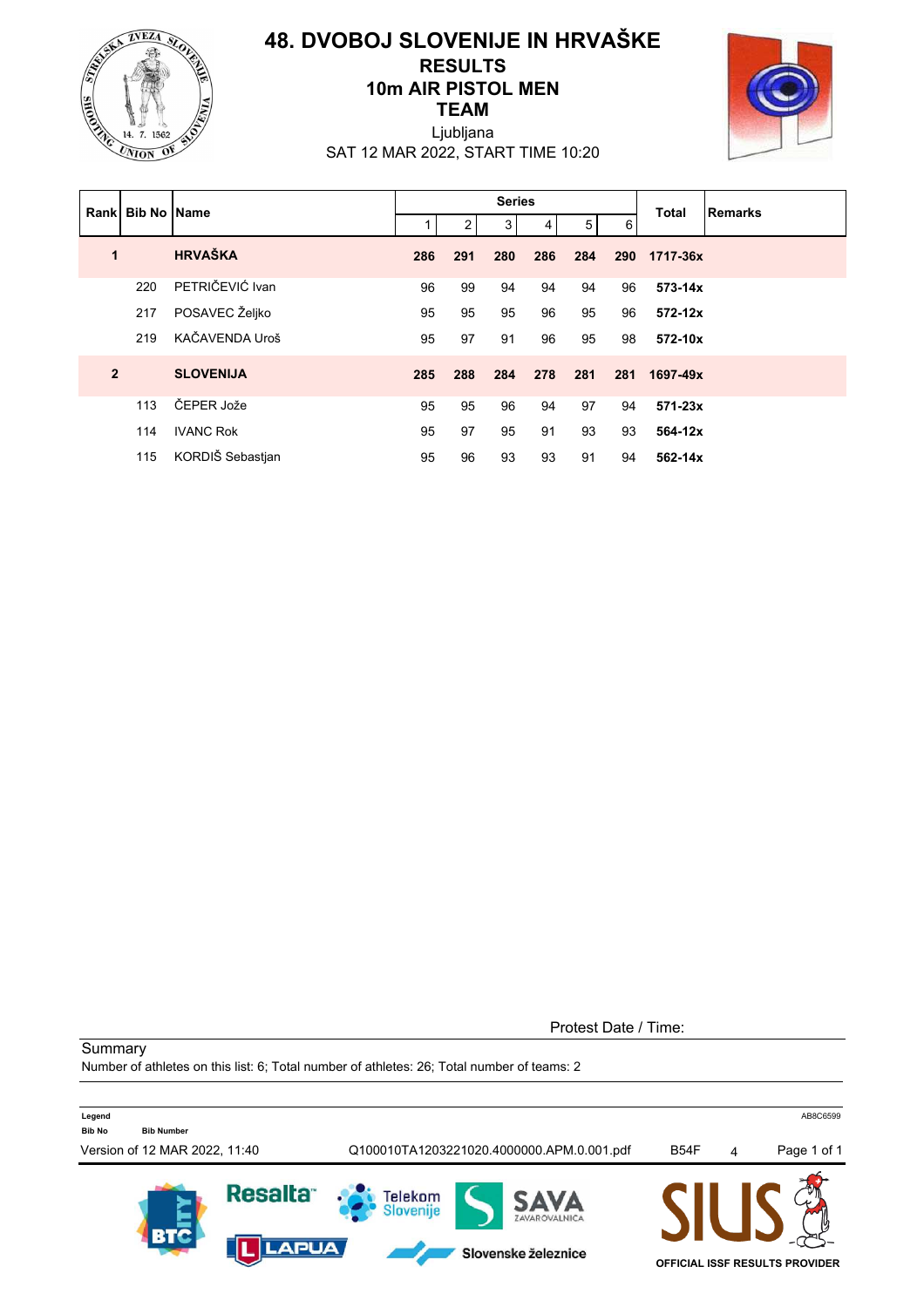# 48. DVOBOJ SLOVENIJE IN HRVAŠKE

## RESULTS
## 10m AIR PISTOL MEN
## TEAM

Ljubljana
SAT 12 MAR 2022, START TIME 10:20

| Rank | Bib No | Name | Series 1 | 2 | 3 | 4 | 5 | 6 | Total | Remarks |
|---|---|---|---|---|---|---|---|---|---|---|
| **1** | | **HRVAŠKA** | **286** | **291** | **280** | **286** | **284** | **290** | **1717-36x** | |
| | 220 | PETRIČEVIĆ Ivan | 96 | 99 | 94 | 94 | 94 | 96 | **573-14x** | |
| | 217 | POSAVEC Željko | 95 | 95 | 95 | 96 | 95 | 96 | **572-12x** | |
| | 219 | KAČAVENDA Uroš | 95 | 97 | 91 | 96 | 95 | 98 | **572-10x** | |
| **2** | | **SLOVENIJA** | **285** | **288** | **284** | **278** | **281** | **281** | **1697-49x** | |
| | 113 | ČEPER Jože | 95 | 95 | 96 | 94 | 97 | 94 | **571-23x** | |
| | 114 | IVANC Rok | 95 | 97 | 95 | 91 | 93 | 93 | **564-12x** | |
| | 115 | KORDIŠ Sebastjan | 95 | 96 | 93 | 93 | 91 | 94 | **562-14x** | |

Protest Date / Time:

Summary
Number of athletes on this list: 6; Total number of athletes: 26; Total number of teams: 2

**Legend**
**Bib No** — **Bib Number**

Version of 12 MAR 2022, 11:40 — Q100010TA1203221020.4000000.APM.0.001.pdf — B54F — 4

OFFICIAL ISSF RESULTS PROVIDER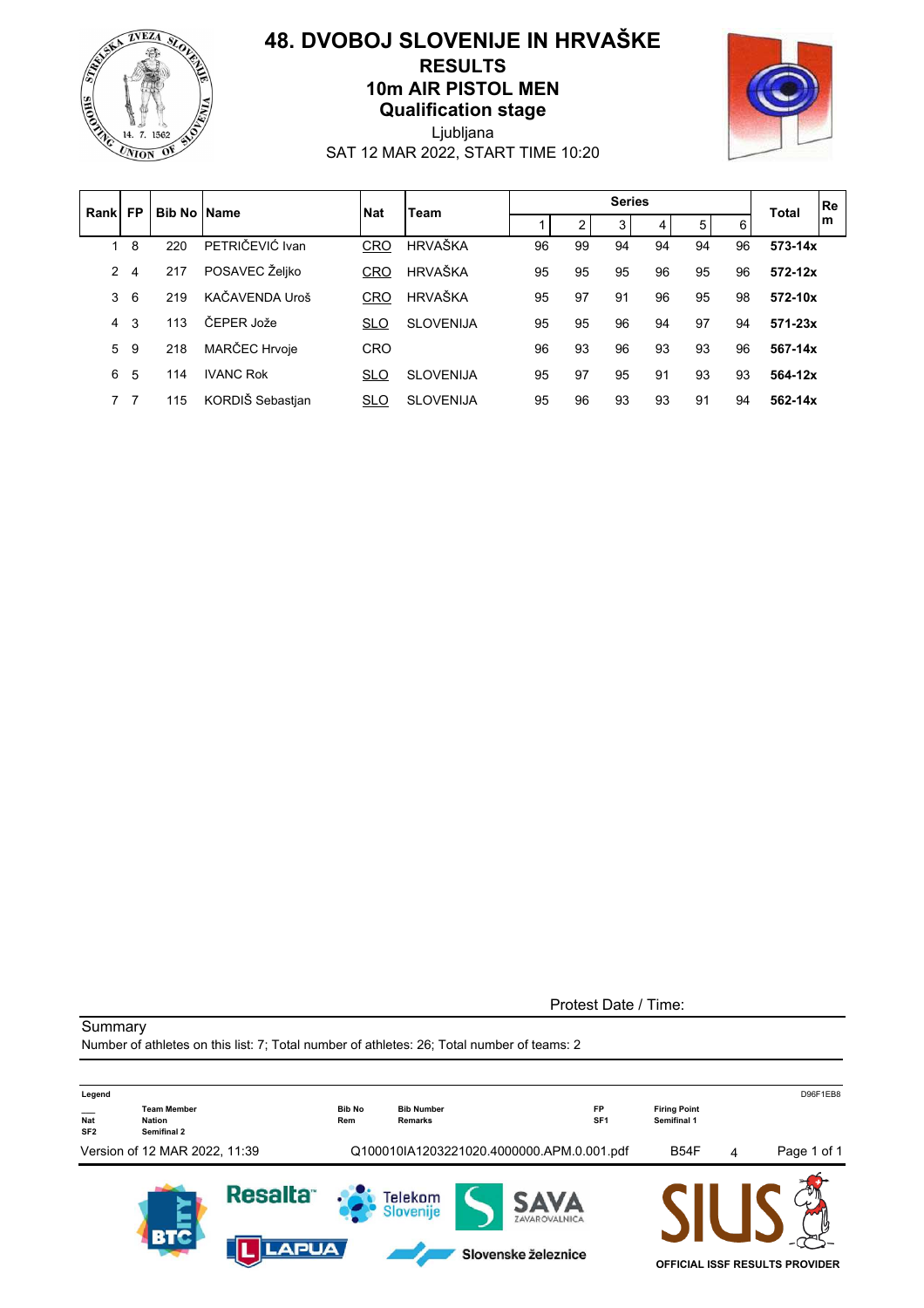# 48. DVOBOJ SLOVENIJE IN HRVAŠKE

## RESULTS

## 10m AIR PISTOL MEN

## Qualification stage

Ljubljana

SAT 12 MAR 2022, START TIME 10:20

| Rank | FP | Bib No | Name | Nat | Team | Series 1 | 2 | 3 | 4 | 5 | 6 | Total | Rem |
|---|---|---|---|---|---|---|---|---|---|---|---|---|---|
| 1 | 8 | 220 | PETRIČEVIĆ Ivan | CRO | HRVAŠKA | 96 | 99 | 94 | 94 | 94 | 96 | **573-14x** | |
| 2 | 4 | 217 | POSAVEC Željko | CRO | HRVAŠKA | 95 | 95 | 95 | 96 | 95 | 96 | **572-12x** | |
| 3 | 6 | 219 | KAČAVENDA Uroš | CRO | HRVAŠKA | 95 | 97 | 91 | 96 | 95 | 98 | **572-10x** | |
| 4 | 3 | 113 | ČEPER Jože | SLO | SLOVENIJA | 95 | 95 | 96 | 94 | 97 | 94 | **571-23x** | |
| 5 | 9 | 218 | MARČEC Hrvoje | CRO | | 96 | 93 | 96 | 93 | 93 | 96 | **567-14x** | |
| 6 | 5 | 114 | IVANC Rok | SLO | SLOVENIJA | 95 | 97 | 95 | 91 | 93 | 93 | **564-12x** | |
| 7 | 7 | 115 | KORDIŠ Sebastjan | SLO | SLOVENIJA | 95 | 96 | 93 | 93 | 91 | 94 | **562-14x** | |

Protest Date / Time:

Summary

Number of athletes on this list: 7; Total number of athletes: 26; Total number of teams: 2

**Legend**

| | | | | | |
|---|---|---|---|---|---|
| ___ | Team Member | Bib No | Bib Number | FP | Firing Point |
| Nat | Nation | Rem | Remarks | SF1 | Semifinal 1 |
| SF2 | Semifinal 2 | | | | |

D96F1EB8

Version of 12 MAR 2022, 11:39 — Q100010IA1203221020.4000000.APM.0.001.pdf — B54F — 4

OFFICIAL ISSF RESULTS PROVIDER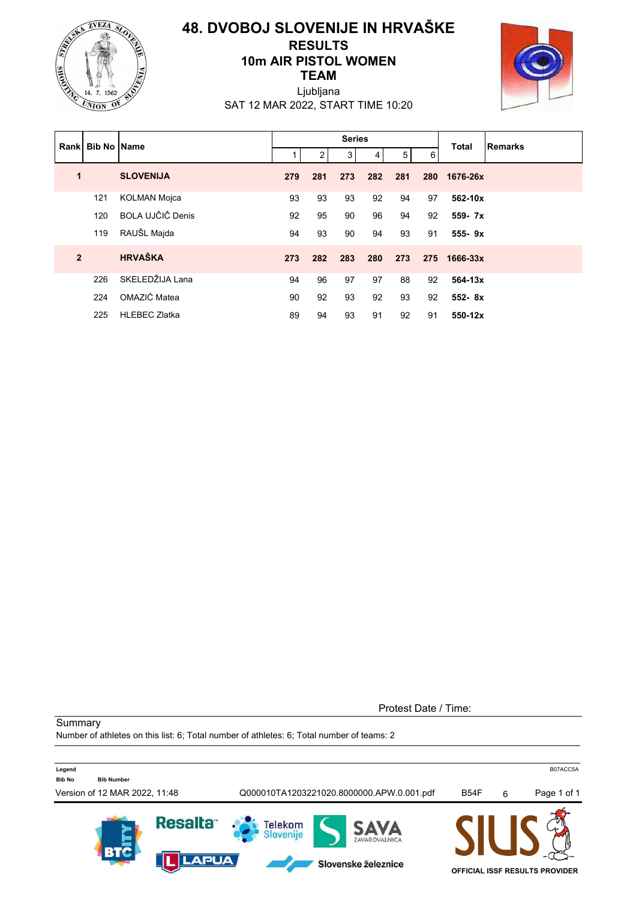# 48. DVOBOJ SLOVENIJE IN HRVAŠKE

## RESULTS

## 10m AIR PISTOL WOMEN

## TEAM

Ljubljana

SAT 12 MAR 2022, START TIME 10:20

| Rank | Bib No | Name | Series 1 | 2 | 3 | 4 | 5 | 6 | Total | Remarks |
|---|---|---|---|---|---|---|---|---|---|---|
| **1** | | **SLOVENIJA** | **279** | **281** | **273** | **282** | **281** | **280** | **1676-26x** | |
| | 121 | KOLMAN Mojca | 93 | 93 | 93 | 92 | 94 | 97 | **562-10x** | |
| | 120 | BOLA UJČIČ Denis | 92 | 95 | 90 | 96 | 94 | 92 | **559- 7x** | |
| | 119 | RAUŠL Majda | 94 | 93 | 90 | 94 | 93 | 91 | **555- 9x** | |
| **2** | | **HRVAŠKA** | **273** | **282** | **283** | **280** | **273** | **275** | **1666-33x** | |
| | 226 | SKELEDŽIJA Lana | 94 | 96 | 97 | 97 | 88 | 92 | **564-13x** | |
| | 224 | OMAZIĆ Matea | 90 | 92 | 93 | 92 | 93 | 92 | **552- 8x** | |
| | 225 | HLEBEC Zlatka | 89 | 94 | 93 | 91 | 92 | 91 | **550-12x** | |

Protest Date / Time:

Summary

Number of athletes on this list: 6; Total number of athletes: 6; Total number of teams: 2

**Legend**

**Bib No** — **Bib Number**

B07ACC5A

Version of 12 MAR 2022, 11:48 Q000010TA1203221020.8000000.APW.0.001.pdf B54F 6

OFFICIAL ISSF RESULTS PROVIDER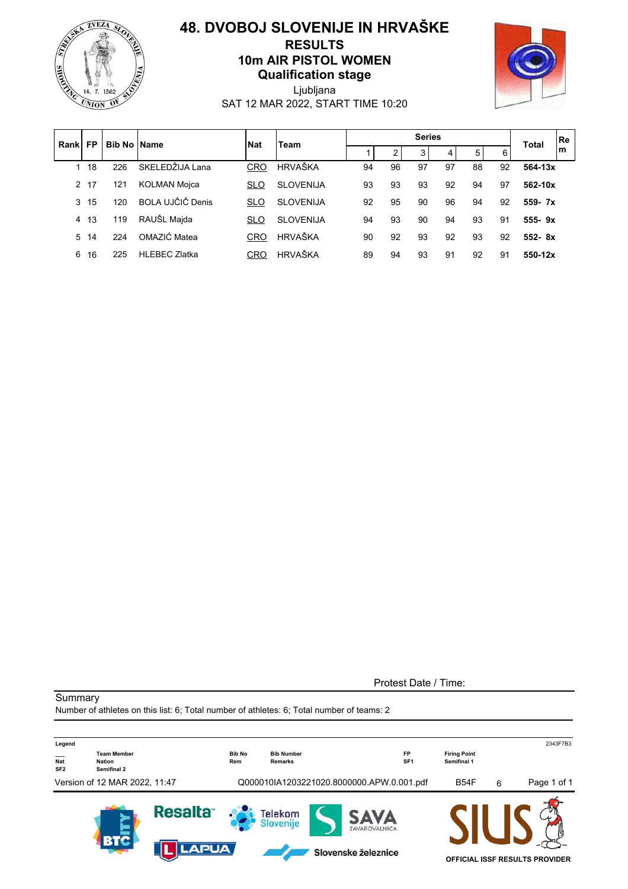# 48. DVOBOJ SLOVENIJE IN HRVAŠKE

## RESULTS

## 10m AIR PISTOL WOMEN

## Qualification stage

Ljubljana

SAT 12 MAR 2022, START TIME 10:20

| Rank | FP | Bib No | Name | Nat | Team | Series | | | | | | Total | Rem |
|---|---|---|---|---|---|---|---|---|---|---|---|---|---|
| | | | | | | 1 | 2 | 3 | 4 | 5 | 6 | | |
| 1 | 18 | 226 | SKELEDŽIJA Lana | CRO | HRVAŠKA | 94 | 96 | 97 | 97 | 88 | 92 | **564-13x** | |
| 2 | 17 | 121 | KOLMAN Mojca | SLO | SLOVENIJA | 93 | 93 | 93 | 92 | 94 | 97 | **562-10x** | |
| 3 | 15 | 120 | BOLA UJČIČ Denis | SLO | SLOVENIJA | 92 | 95 | 90 | 96 | 94 | 92 | **559- 7x** | |
| 4 | 13 | 119 | RAUŠL Majda | SLO | SLOVENIJA | 94 | 93 | 90 | 94 | 93 | 91 | **555- 9x** | |
| 5 | 14 | 224 | OMAZIĆ Matea | CRO | HRVAŠKA | 90 | 92 | 93 | 92 | 93 | 92 | **552- 8x** | |
| 6 | 16 | 225 | HLEBEC Zlatka | CRO | HRVAŠKA | 89 | 94 | 93 | 91 | 92 | 91 | **550-12x** | |

Protest Date / Time:

Summary

Number of athletes on this list: 6; Total number of athletes: 6; Total number of teams: 2

**Legend**

| | | | | | |
|---|---|---|---|---|---|
| ___ | Team Member | Bib No | Bib Number | FP | Firing Point |
| Nat | Nation | Rem | Remarks | SF1 | Semifinal 1 |
| SF2 | Semifinal 2 | | | | |

2343F7B3

Version of 12 MAR 2022, 11:47 &nbsp;&nbsp; Q000010IA1203221020.8000000.APW.0.001.pdf &nbsp;&nbsp; B54F &nbsp;&nbsp; 6

OFFICIAL ISSF RESULTS PROVIDER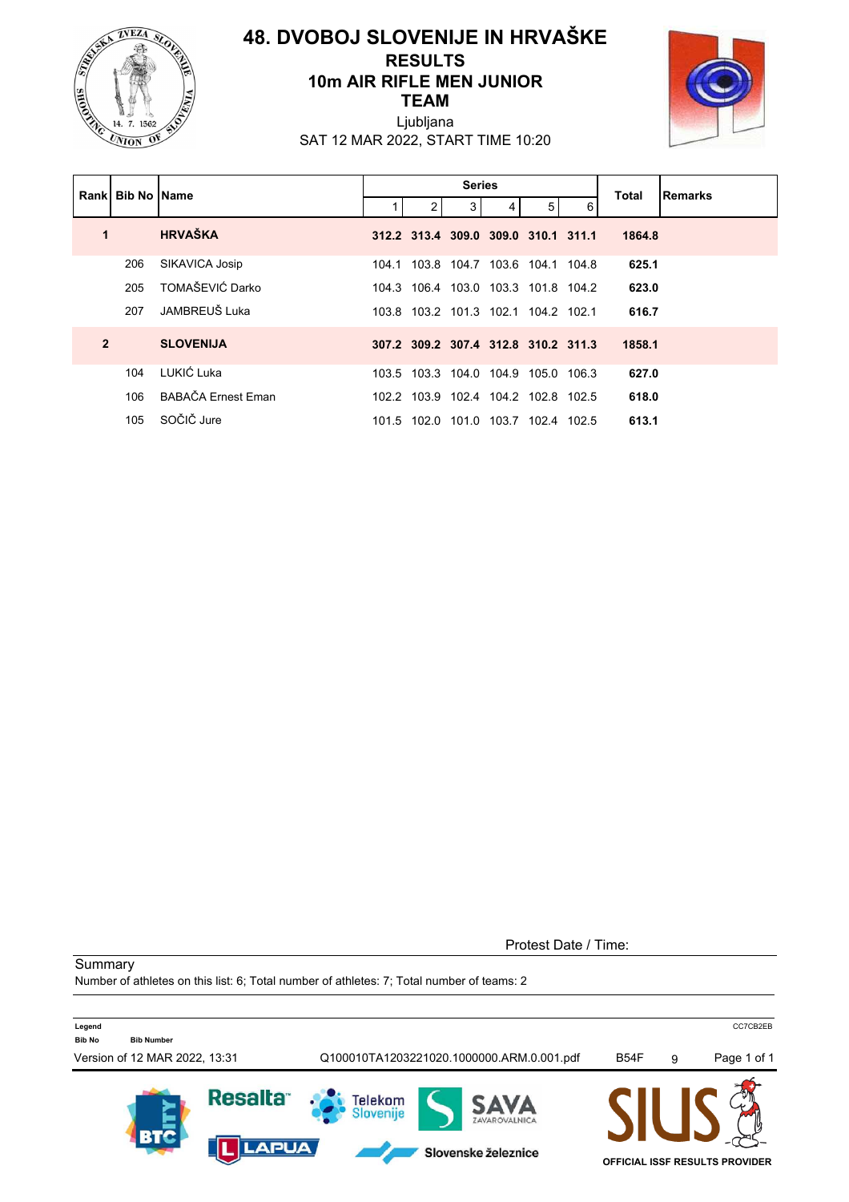# 48. DVOBOJ SLOVENIJE IN HRVAŠKE

## RESULTS

## 10m AIR RIFLE MEN JUNIOR

## TEAM

Ljubljana

SAT 12 MAR 2022, START TIME 10:20

| Rank | Bib No | Name | Series 1 | 2 | 3 | 4 | 5 | 6 | Total | Remarks |
|---|---|---|---|---|---|---|---|---|---|---|
| **1** | | **HRVAŠKA** | **312.2** | **313.4** | **309.0** | **309.0** | **310.1** | **311.1** | **1864.8** | |
| | 206 | SIKAVICA Josip | 104.1 | 103.8 | 104.7 | 103.6 | 104.1 | 104.8 | **625.1** | |
| | 205 | TOMAŠEVIĆ Darko | 104.3 | 106.4 | 103.0 | 103.3 | 101.8 | 104.2 | **623.0** | |
| | 207 | JAMBREUŠ Luka | 103.8 | 103.2 | 101.3 | 102.1 | 104.2 | 102.1 | **616.7** | |
| **2** | | **SLOVENIJA** | **307.2** | **309.2** | **307.4** | **312.8** | **310.2** | **311.3** | **1858.1** | |
| | 104 | LUKIĆ Luka | 103.5 | 103.3 | 104.0 | 104.9 | 105.0 | 106.3 | **627.0** | |
| | 106 | BABAČA Ernest Eman | 102.2 | 103.9 | 102.4 | 104.2 | 102.8 | 102.5 | **618.0** | |
| | 105 | SOČIČ Jure | 101.5 | 102.0 | 101.0 | 103.7 | 102.4 | 102.5 | **613.1** | |

Protest Date / Time:

Summary

Number of athletes on this list: 6; Total number of athletes: 7; Total number of teams: 2

**Legend**

**Bib No** — **Bib Number**

Version of 12 MAR 2022, 13:31 — Q100010TA1203221020.1000000.ARM.0.001.pdf — B54F — 9 — CC7CB2EB

OFFICIAL ISSF RESULTS PROVIDER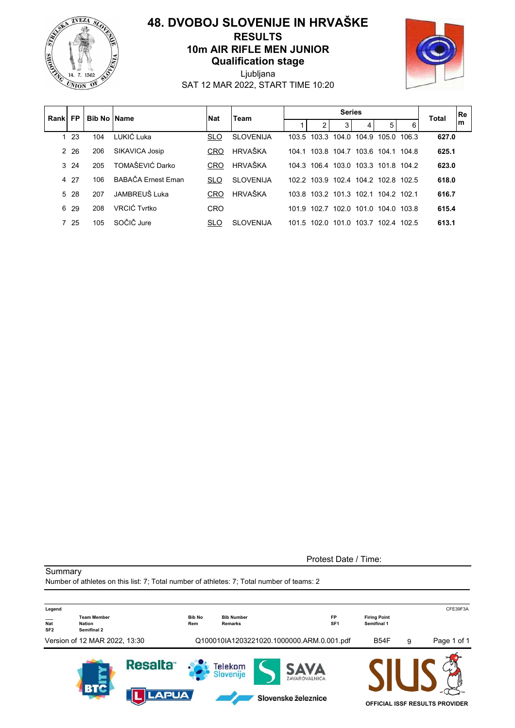# 48. DVOBOJ SLOVENIJE IN HRVAŠKE

## RESULTS

## 10m AIR RIFLE MEN JUNIOR

## Qualification stage

Ljubljana

SAT 12 MAR 2022, START TIME 10:20

| Rank | FP | Bib No | Name | Nat | Team | Series 1 | 2 | 3 | 4 | 5 | 6 | Total | Rem |
|---|---|---|---|---|---|---|---|---|---|---|---|---|---|
| 1 | 23 | 104 | LUKIĆ Luka | SLO | SLOVENIJA | 103.5 | 103.3 | 104.0 | 104.9 | 105.0 | 106.3 | **627.0** | |
| 2 | 26 | 206 | SIKAVICA Josip | CRO | HRVAŠKA | 104.1 | 103.8 | 104.7 | 103.6 | 104.1 | 104.8 | **625.1** | |
| 3 | 24 | 205 | TOMAŠEVIĆ Darko | CRO | HRVAŠKA | 104.3 | 106.4 | 103.0 | 103.3 | 101.8 | 104.2 | **623.0** | |
| 4 | 27 | 106 | BABAČA Ernest Eman | SLO | SLOVENIJA | 102.2 | 103.9 | 102.4 | 104.2 | 102.8 | 102.5 | **618.0** | |
| 5 | 28 | 207 | JAMBREUŠ Luka | CRO | HRVAŠKA | 103.8 | 103.2 | 101.3 | 102.1 | 104.2 | 102.1 | **616.7** | |
| 6 | 29 | 208 | VRCIĆ Tvrtko | CRO | | 101.9 | 102.7 | 102.0 | 101.0 | 104.0 | 103.8 | **615.4** | |
| 7 | 25 | 105 | SOČIČ Jure | SLO | SLOVENIJA | 101.5 | 102.0 | 101.0 | 103.7 | 102.4 | 102.5 | **613.1** | |

Protest Date / Time:

Summary

Number of athletes on this list: 7; Total number of athletes: 7; Total number of teams: 2

**Legend**

| | | | | | |
|---|---|---|---|---|---|
| ___ | Team Member | Bib No | Bib Number | FP | Firing Point |
| Nat | Nation | Rem | Remarks | SF1 | Semifinal 1 |
| SF2 | Semifinal 2 | | | | |

CFE39F3A

Version of 12 MAR 2022, 13:30 Q100010IA1203221020.1000000.ARM.0.001.pdf B54F 9

OFFICIAL ISSF RESULTS PROVIDER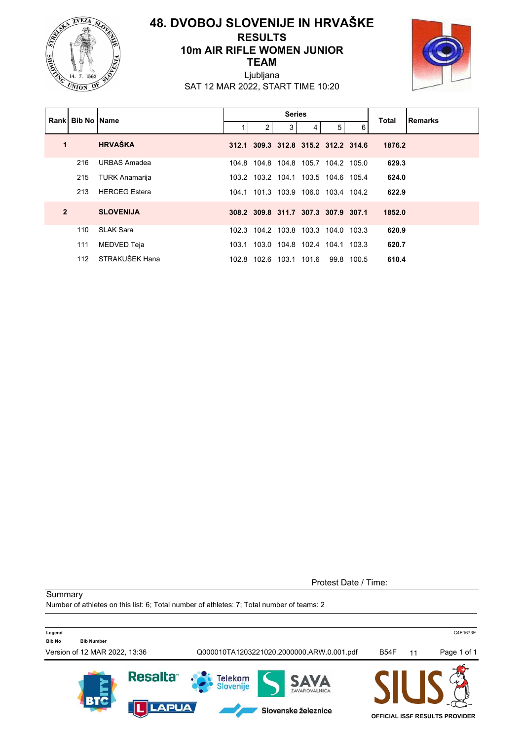# 48. DVOBOJ SLOVENIJE IN HRVAŠKE

## RESULTS

## 10m AIR RIFLE WOMEN JUNIOR TEAM

Ljubljana

SAT 12 MAR 2022, START TIME 10:20

| Rank | Bib No | Name | Series 1 | 2 | 3 | 4 | 5 | 6 | Total | Remarks |
|---|---|---|---|---|---|---|---|---|---|---|
| **1** | | **HRVAŠKA** | **312.1** | **309.3** | **312.8** | **315.2** | **312.2** | **314.6** | **1876.2** | |
| | 216 | URBAS Amadea | 104.8 | 104.8 | 104.8 | 105.7 | 104.2 | 105.0 | **629.3** | |
| | 215 | TURK Anamarija | 103.2 | 103.2 | 104.1 | 103.5 | 104.6 | 105.4 | **624.0** | |
| | 213 | HERCEG Estera | 104.1 | 101.3 | 103.9 | 106.0 | 103.4 | 104.2 | **622.9** | |
| **2** | | **SLOVENIJA** | **308.2** | **309.8** | **311.7** | **307.3** | **307.9** | **307.1** | **1852.0** | |
| | 110 | SLAK Sara | 102.3 | 104.2 | 103.8 | 103.3 | 104.0 | 103.3 | **620.9** | |
| | 111 | MEDVED Teja | 103.1 | 103.0 | 104.8 | 102.4 | 104.1 | 103.3 | **620.7** | |
| | 112 | STRAKUŠEK Hana | 102.8 | 102.6 | 103.1 | 101.6 | 99.8 | 100.5 | **610.4** | |

Protest Date / Time:

Summary

Number of athletes on this list: 6; Total number of athletes: 7; Total number of teams: 2

**Legend**

**Bib No** **Bib Number**

Version of 12 MAR 2022, 13:36 Q000010TA1203221020.2000000.ARW.0.001.pdf B54F 11

OFFICIAL ISSF RESULTS PROVIDER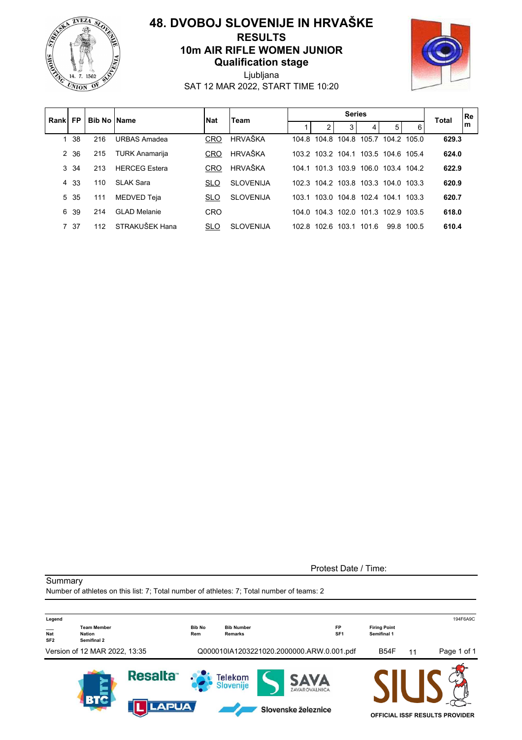# 48. DVOBOJ SLOVENIJE IN HRVAŠKE

## RESULTS

## 10m AIR RIFLE WOMEN JUNIOR

### Qualification stage

Ljubljana

SAT 12 MAR 2022, START TIME 10:20

| Rank | FP | Bib No | Name | Nat | Team | Series | | | | | | Total | Rem |
|---|---|---|---|---|---|---|---|---|---|---|---|---|---|
| | | | | | | 1 | 2 | 3 | 4 | 5 | 6 | | |
| 1 | 38 | 216 | URBAS Amadea | CRO | HRVAŠKA | 104.8 | 104.8 | 104.8 | 105.7 | 104.2 | 105.0 | **629.3** | |
| 2 | 36 | 215 | TURK Anamarija | CRO | HRVAŠKA | 103.2 | 103.2 | 104.1 | 103.5 | 104.6 | 105.4 | **624.0** | |
| 3 | 34 | 213 | HERCEG Estera | CRO | HRVAŠKA | 104.1 | 101.3 | 103.9 | 106.0 | 103.4 | 104.2 | **622.9** | |
| 4 | 33 | 110 | SLAK Sara | SLO | SLOVENIJA | 102.3 | 104.2 | 103.8 | 103.3 | 104.0 | 103.3 | **620.9** | |
| 5 | 35 | 111 | MEDVED Teja | SLO | SLOVENIJA | 103.1 | 103.0 | 104.8 | 102.4 | 104.1 | 103.3 | **620.7** | |
| 6 | 39 | 214 | GLAD Melanie | CRO | | 104.0 | 104.3 | 102.0 | 101.3 | 102.9 | 103.5 | **618.0** | |
| 7 | 37 | 112 | STRAKUŠEK Hana | SLO | SLOVENIJA | 102.8 | 102.6 | 103.1 | 101.6 | 99.8 | 100.5 | **610.4** | |

Protest Date / Time:

Summary

Number of athletes on this list: 7; Total number of athletes: 7; Total number of teams: 2

**Legend**

| | | | | | |
|---|---|---|---|---|---|
| ___ | Team Member | Bib No | Bib Number | FP | Firing Point |
| Nat | Nation | Rem | Remarks | SF1 | Semifinal 1 |
| SF2 | Semifinal 2 | | | | |

194F6A9C

Version of 12 MAR 2022, 13:35 Q000010IA1203221020.2000000.ARW.0.001.pdf B54F 11

OFFICIAL ISSF RESULTS PROVIDER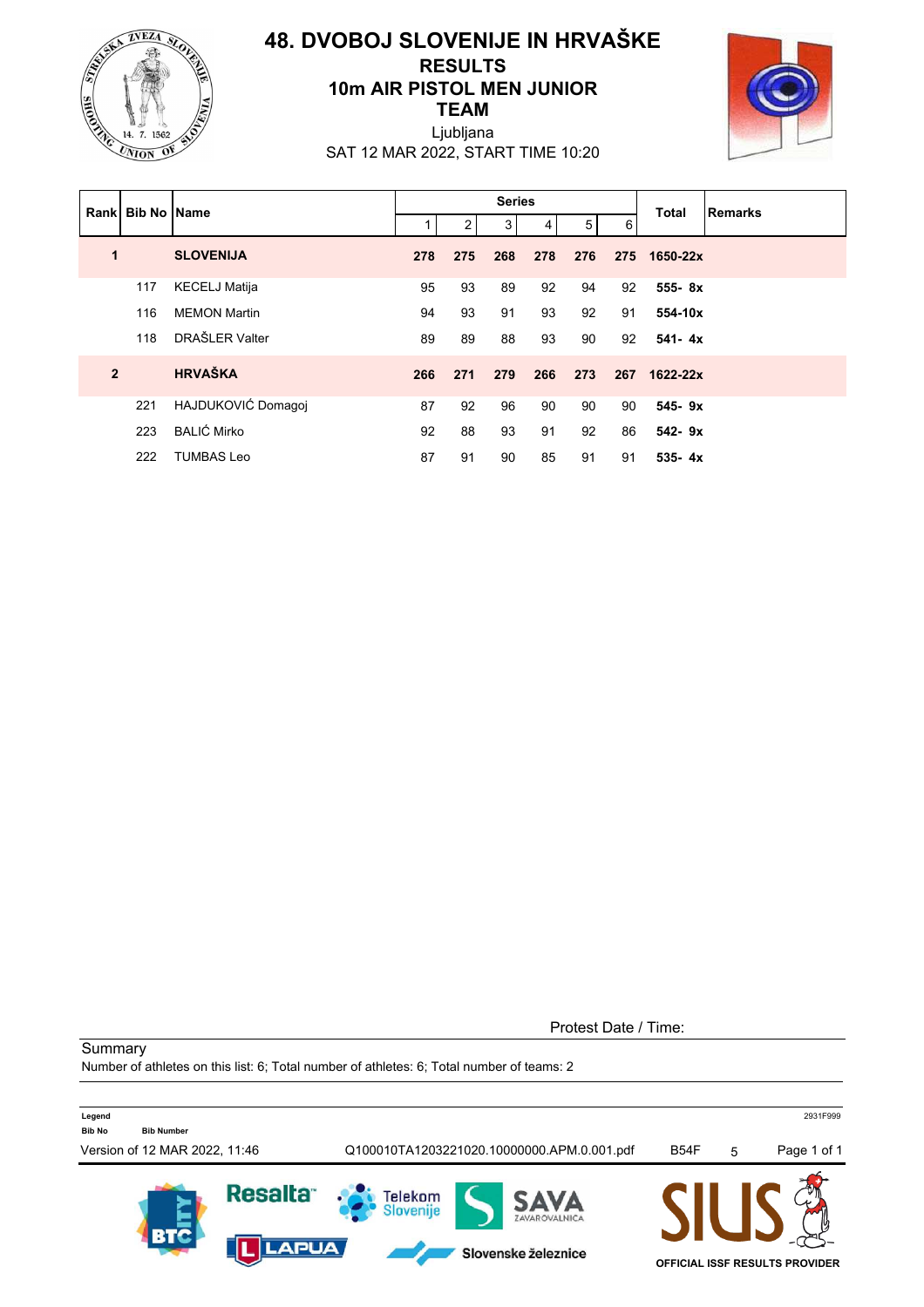# 48. DVOBOJ SLOVENIJE IN HRVAŠKE

## RESULTS

## 10m AIR PISTOL MEN JUNIOR

## TEAM

Ljubljana

SAT 12 MAR 2022, START TIME 10:20

| Rank | Bib No | Name | Series 1 | 2 | 3 | 4 | 5 | 6 | Total | Remarks |
|---|---|---|---|---|---|---|---|---|---|---|
| **1** | | **SLOVENIJA** | **278** | **275** | **268** | **278** | **276** | **275** | **1650-22x** | |
| | 117 | KECELJ Matija | 95 | 93 | 89 | 92 | 94 | 92 | **555- 8x** | |
| | 116 | MEMON Martin | 94 | 93 | 91 | 93 | 92 | 91 | **554-10x** | |
| | 118 | DRAŠLER Valter | 89 | 89 | 88 | 93 | 90 | 92 | **541- 4x** | |
| **2** | | **HRVAŠKA** | **266** | **271** | **279** | **266** | **273** | **267** | **1622-22x** | |
| | 221 | HAJDUKOVIĆ Domagoj | 87 | 92 | 96 | 90 | 90 | 90 | **545- 9x** | |
| | 223 | BALIĆ Mirko | 92 | 88 | 93 | 91 | 92 | 86 | **542- 9x** | |
| | 222 | TUMBAS Leo | 87 | 91 | 90 | 85 | 91 | 91 | **535- 4x** | |

Protest Date / Time:

Summary

Number of athletes on this list: 6; Total number of athletes: 6; Total number of teams: 2

**Legend**

**Bib No** — **Bib Number**

Version of 12 MAR 2022, 11:46 Q100010TA1203221020.10000000.APM.0.001.pdf B54F 5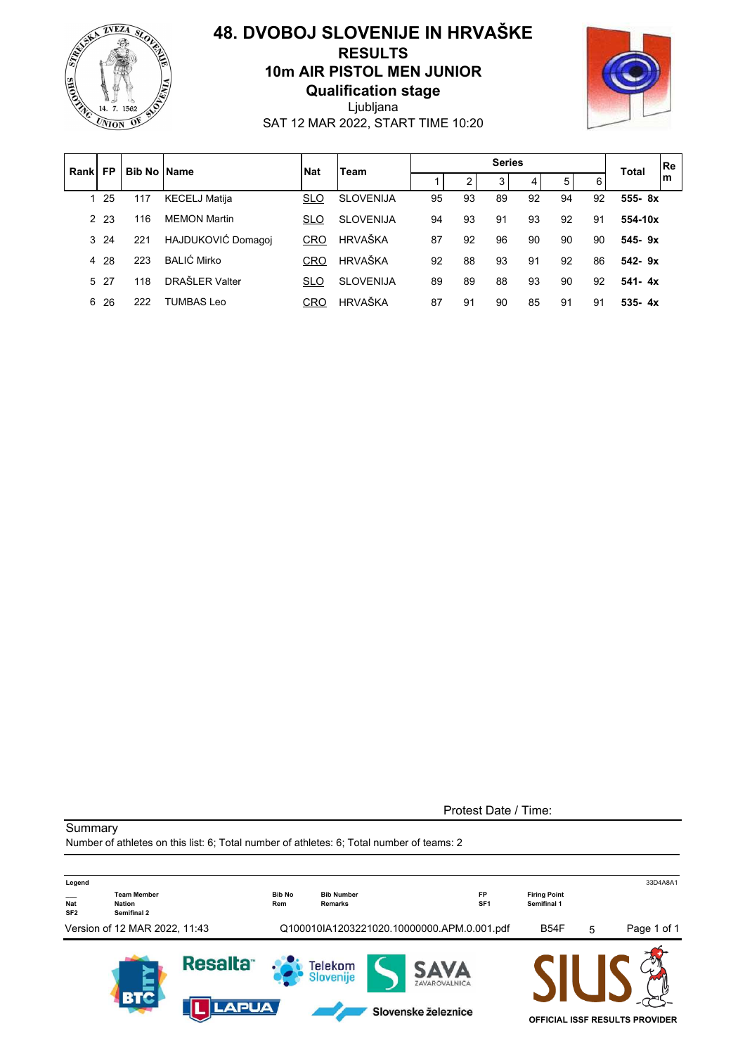# 48. DVOBOJ SLOVENIJE IN HRVAŠKE

## RESULTS

## 10m AIR PISTOL MEN JUNIOR

## Qualification stage

Ljubljana

SAT 12 MAR 2022, START TIME 10:20

| Rank | FP | Bib No | Name | Nat | Team | Series 1 | 2 | 3 | 4 | 5 | 6 | Total | Rem |
|---|---|---|---|---|---|---|---|---|---|---|---|---|---|
| 1 | 25 | 117 | KECELJ Matija | SLO | SLOVENIJA | 95 | 93 | 89 | 92 | 94 | 92 | **555- 8x** | |
| 2 | 23 | 116 | MEMON Martin | SLO | SLOVENIJA | 94 | 93 | 91 | 93 | 92 | 91 | **554-10x** | |
| 3 | 24 | 221 | HAJDUKOVIĆ Domagoj | CRO | HRVAŠKA | 87 | 92 | 96 | 90 | 90 | 90 | **545- 9x** | |
| 4 | 28 | 223 | BALIĆ Mirko | CRO | HRVAŠKA | 92 | 88 | 93 | 91 | 92 | 86 | **542- 9x** | |
| 5 | 27 | 118 | DRAŠLER Valter | SLO | SLOVENIJA | 89 | 89 | 88 | 93 | 90 | 92 | **541- 4x** | |
| 6 | 26 | 222 | TUMBAS Leo | CRO | HRVAŠKA | 87 | 91 | 90 | 85 | 91 | 91 | **535- 4x** | |

Protest Date / Time:

Summary

Number of athletes on this list: 6; Total number of athletes: 6; Total number of teams: 2

**Legend**

| | | | | | |
|---|---|---|---|---|---|
| ___ | Team Member | Bib No | Bib Number | FP | Firing Point |
| Nat | Nation | Rem | Remarks | SF1 | Semifinal 1 |
| SF2 | Semifinal 2 | | | | |

33D4A8A1

Version of 12 MAR 2022, 11:43 Q100010IA1203221020.10000000.APM.0.001.pdf B54F 5

OFFICIAL ISSF RESULTS PROVIDER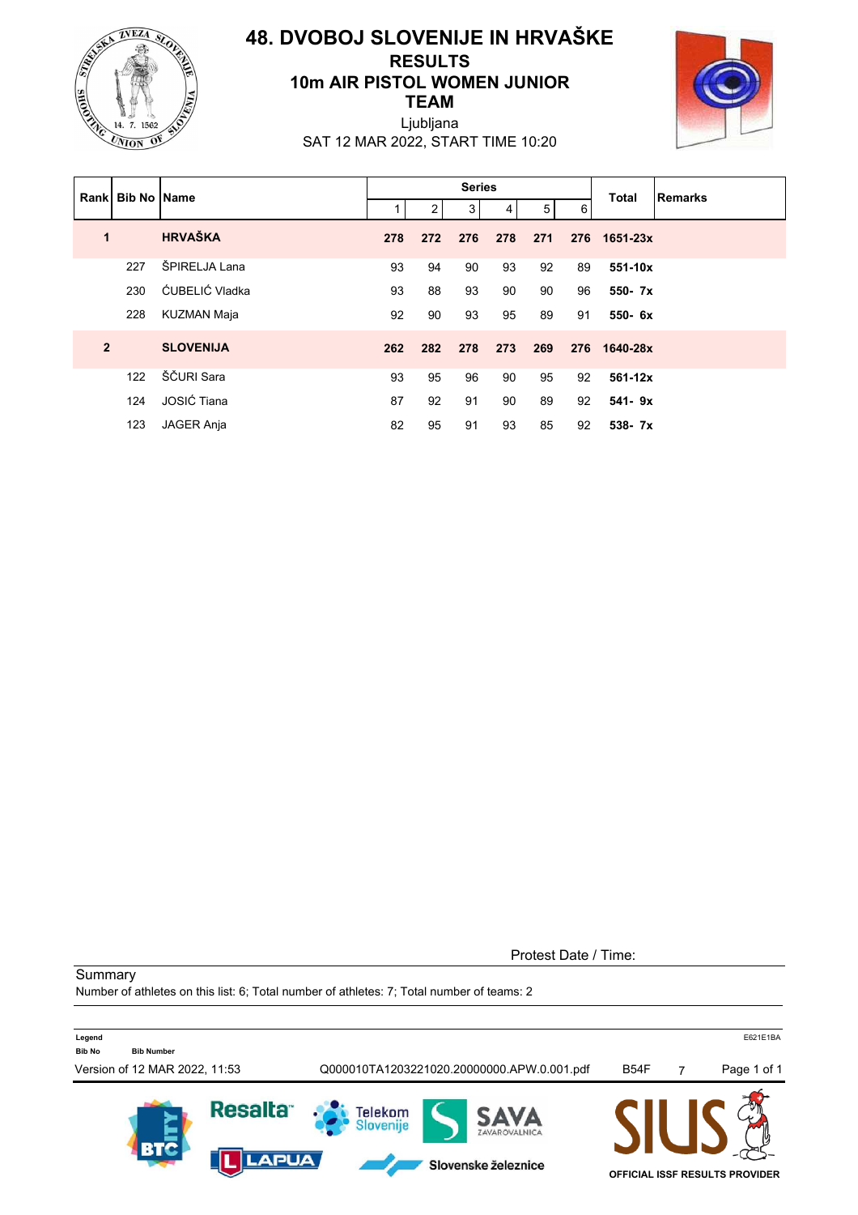# 48. DVOBOJ SLOVENIJE IN HRVAŠKE

## RESULTS

## 10m AIR PISTOL WOMEN JUNIOR

## TEAM

Ljubljana

SAT 12 MAR 2022, START TIME 10:20

| Rank | Bib No | Name | Series 1 | 2 | 3 | 4 | 5 | 6 | Total | Remarks |
|---|---|---|---|---|---|---|---|---|---|---|
| **1** | | **HRVAŠKA** | **278** | **272** | **276** | **278** | **271** | **276** | **1651-23x** | |
| | 227 | ŠPIRELJA Lana | 93 | 94 | 90 | 93 | 92 | 89 | **551-10x** | |
| | 230 | ĆUBELIĆ Vladka | 93 | 88 | 93 | 90 | 90 | 96 | **550- 7x** | |
| | 228 | KUZMAN Maja | 92 | 90 | 93 | 95 | 89 | 91 | **550- 6x** | |
| **2** | | **SLOVENIJA** | **262** | **282** | **278** | **273** | **269** | **276** | **1640-28x** | |
| | 122 | ŠČURI Sara | 93 | 95 | 96 | 90 | 95 | 92 | **561-12x** | |
| | 124 | JOSIĆ Tiana | 87 | 92 | 91 | 90 | 89 | 92 | **541- 9x** | |
| | 123 | JAGER Anja | 82 | 95 | 91 | 93 | 85 | 92 | **538- 7x** | |

Protest Date / Time:

Summary

Number of athletes on this list: 6; Total number of athletes: 7; Total number of teams: 2

**Legend**

**Bib No** — **Bib Number**

E621E1BA

Version of 12 MAR 2022, 11:53 Q000010TA1203221020.20000000.APW.0.001.pdf B54F 7

OFFICIAL ISSF RESULTS PROVIDER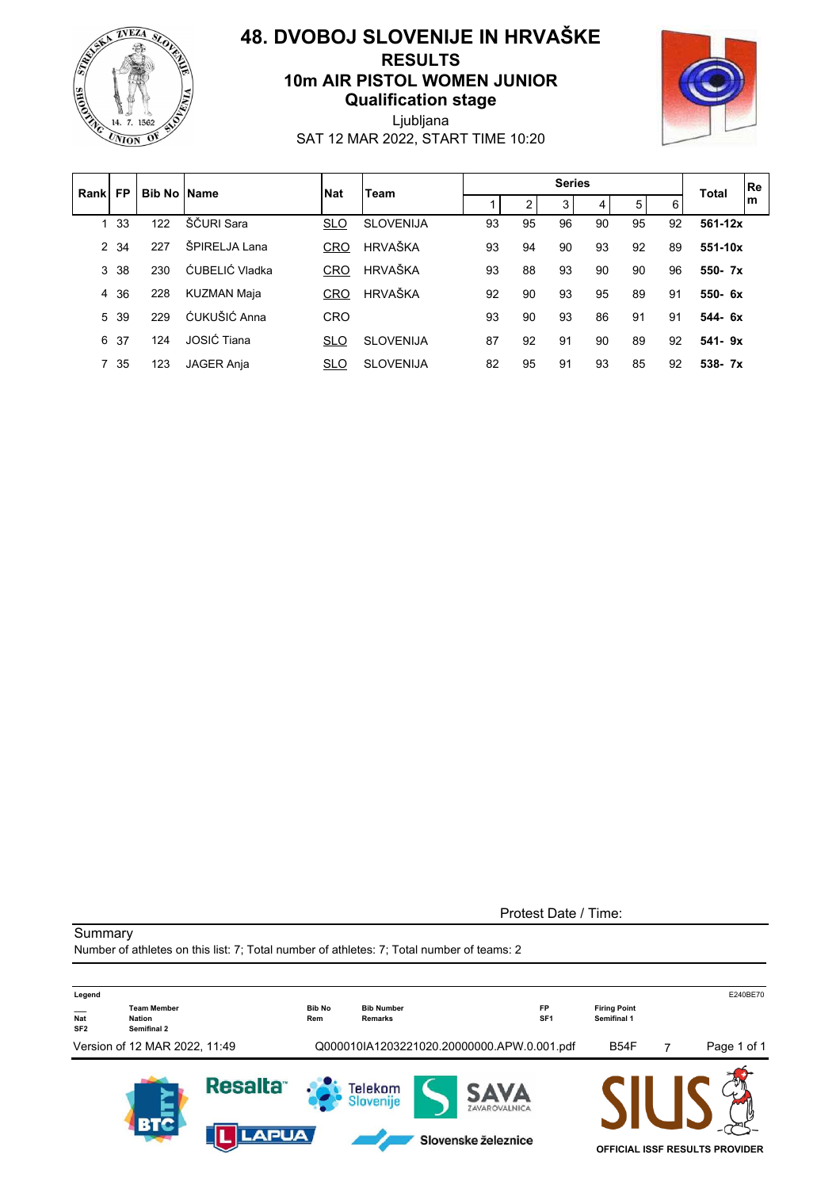# 48. DVOBOJ SLOVENIJE IN HRVAŠKE

## RESULTS

## 10m AIR PISTOL WOMEN JUNIOR

### Qualification stage

Ljubljana

SAT 12 MAR 2022, START TIME 10:20

| Rank | FP | Bib No | Name | Nat | Team | Series | | | | | | Total | Rem |
|---|---|---|---|---|---|---|---|---|---|---|---|---|---|
| | | | | | | 1 | 2 | 3 | 4 | 5 | 6 | | |
| 1 | 33 | 122 | ŠČURI Sara | SLO | SLOVENIJA | 93 | 95 | 96 | 90 | 95 | 92 | **561-12x** | |
| 2 | 34 | 227 | ŠPIRELJA Lana | CRO | HRVAŠKA | 93 | 94 | 90 | 93 | 92 | 89 | **551-10x** | |
| 3 | 38 | 230 | ĆUBELIĆ Vladka | CRO | HRVAŠKA | 93 | 88 | 93 | 90 | 90 | 96 | **550- 7x** | |
| 4 | 36 | 228 | KUZMAN Maja | CRO | HRVAŠKA | 92 | 90 | 93 | 95 | 89 | 91 | **550- 6x** | |
| 5 | 39 | 229 | ĆUKUŠIĆ Anna | CRO | | 93 | 90 | 93 | 86 | 91 | 91 | **544- 6x** | |
| 6 | 37 | 124 | JOSIĆ Tiana | SLO | SLOVENIJA | 87 | 92 | 91 | 90 | 89 | 92 | **541- 9x** | |
| 7 | 35 | 123 | JAGER Anja | SLO | SLOVENIJA | 82 | 95 | 91 | 93 | 85 | 92 | **538- 7x** | |

Protest Date / Time:

Summary

Number of athletes on this list: 7; Total number of athletes: 7; Total number of teams: 2

**Legend**

| | | | | | |
|---|---|---|---|---|---|
| ___ | Team Member | Bib No | Bib Number | FP | Firing Point |
| Nat | Nation | Rem | Remarks | SF1 | Semifinal 1 |
| SF2 | Semifinal 2 | | | | |

E240BE70

Version of 12 MAR 2022, 11:49    Q000010IA1203221020.20000000.APW.0.001.pdf    B54F    7

OFFICIAL ISSF RESULTS PROVIDER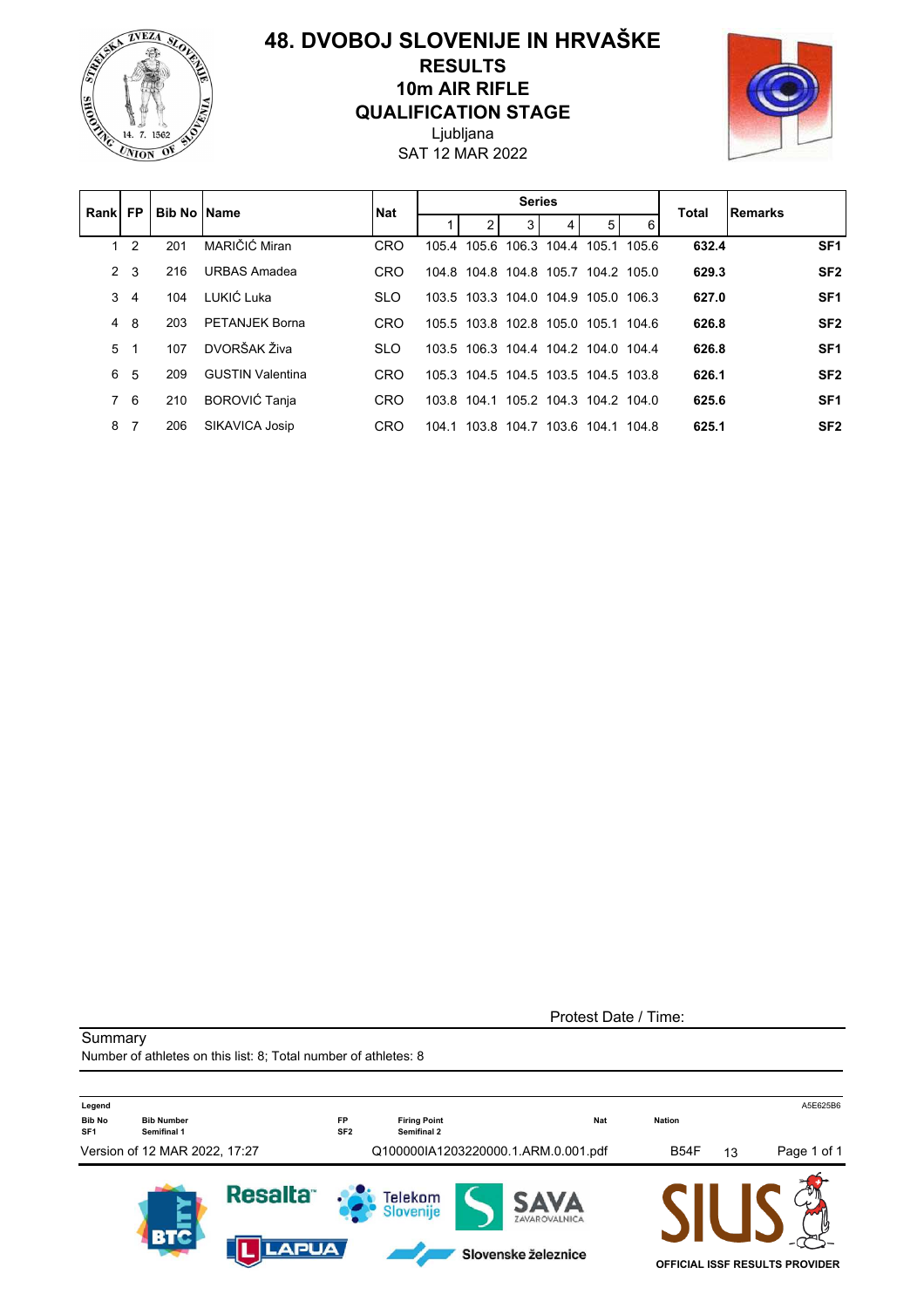# 48. DVOBOJ SLOVENIJE IN HRVAŠKE

## RESULTS

## 10m AIR RIFLE

## QUALIFICATION STAGE

Ljubljana

SAT 12 MAR 2022

| Rank | FP | Bib No | Name | Nat | Series | | | | | | Total | Remarks |
|---|---|---|---|---|---|---|---|---|---|---|---|---|
| | | | | | 1 | 2 | 3 | 4 | 5 | 6 | | |
| 1 | 2 | 201 | MARIČIĆ Miran | CRO | 105.4 | 105.6 | 106.3 | 104.4 | 105.1 | 105.6 | **632.4** | **SF1** |
| 2 | 3 | 216 | URBAS Amadea | CRO | 104.8 | 104.8 | 104.8 | 105.7 | 104.2 | 105.0 | **629.3** | **SF2** |
| 3 | 4 | 104 | LUKIĆ Luka | SLO | 103.5 | 103.3 | 104.0 | 104.9 | 105.0 | 106.3 | **627.0** | **SF1** |
| 4 | 8 | 203 | PETANJEK Borna | CRO | 105.5 | 103.8 | 102.8 | 105.0 | 105.1 | 104.6 | **626.8** | **SF2** |
| 5 | 1 | 107 | DVORŠAK Živa | SLO | 103.5 | 106.3 | 104.4 | 104.2 | 104.0 | 104.4 | **626.8** | **SF1** |
| 6 | 5 | 209 | GUSTIN Valentina | CRO | 105.3 | 104.5 | 104.5 | 103.5 | 104.5 | 103.8 | **626.1** | **SF2** |
| 7 | 6 | 210 | BOROVIĆ Tanja | CRO | 103.8 | 104.1 | 105.2 | 104.3 | 104.2 | 104.0 | **625.6** | **SF1** |
| 8 | 7 | 206 | SIKAVICA Josip | CRO | 104.1 | 103.8 | 104.7 | 103.6 | 104.1 | 104.8 | **625.1** | **SF2** |

Protest Date / Time:

Summary

Number of athletes on this list: 8; Total number of athletes: 8

**Legend**

| | | | | | |
|---|---|---|---|---|---|
| **Bib No** | **Bib Number** | **FP** | **Firing Point** | **Nat** | **Nation** |
| **SF1** | **Semifinal 1** | **SF2** | **Semifinal 2** | | |

A5E625B6

Version of 12 MAR 2022, 17:27 Q100000IA1203220000.1.ARM.0.001.pdf B54F 13

OFFICIAL ISSF RESULTS PROVIDER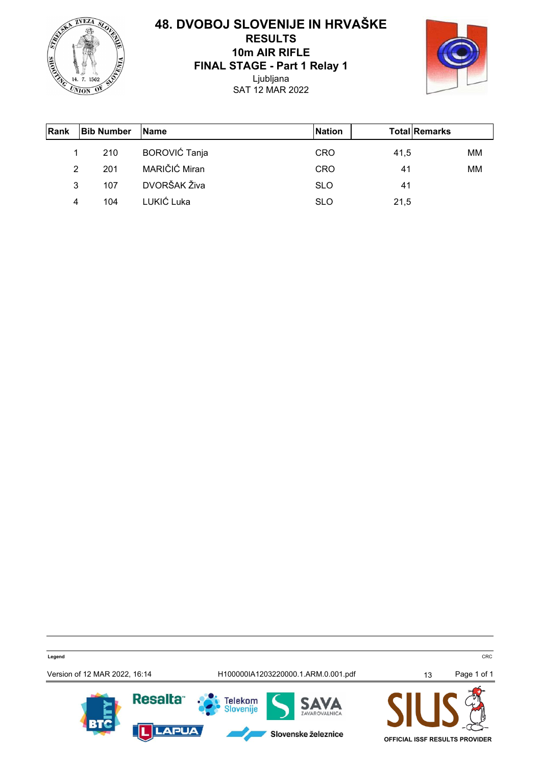# 48. DVOBOJ SLOVENIJE IN HRVAŠKE

## RESULTS

## 10m AIR RIFLE

## FINAL STAGE - Part 1 Relay 1

Ljubljana

SAT 12 MAR 2022

| Rank | Bib Number | Name | Nation | Total | Remarks |
|---|---|---|---|---|---|
| 1 | 210 | BOROVIĆ Tanja | CRO | 41,5 | MM |
| 2 | 201 | MARIČIĆ Miran | CRO | 41 | MM |
| 3 | 107 | DVORŠAK Živa | SLO | 41 | |
| 4 | 104 | LUKIĆ Luka | SLO | 21,5 | |

Legend

CRC

Version of 12 MAR 2022, 16:14 H100000IA1203220000.1.ARM.0.001.pdf 13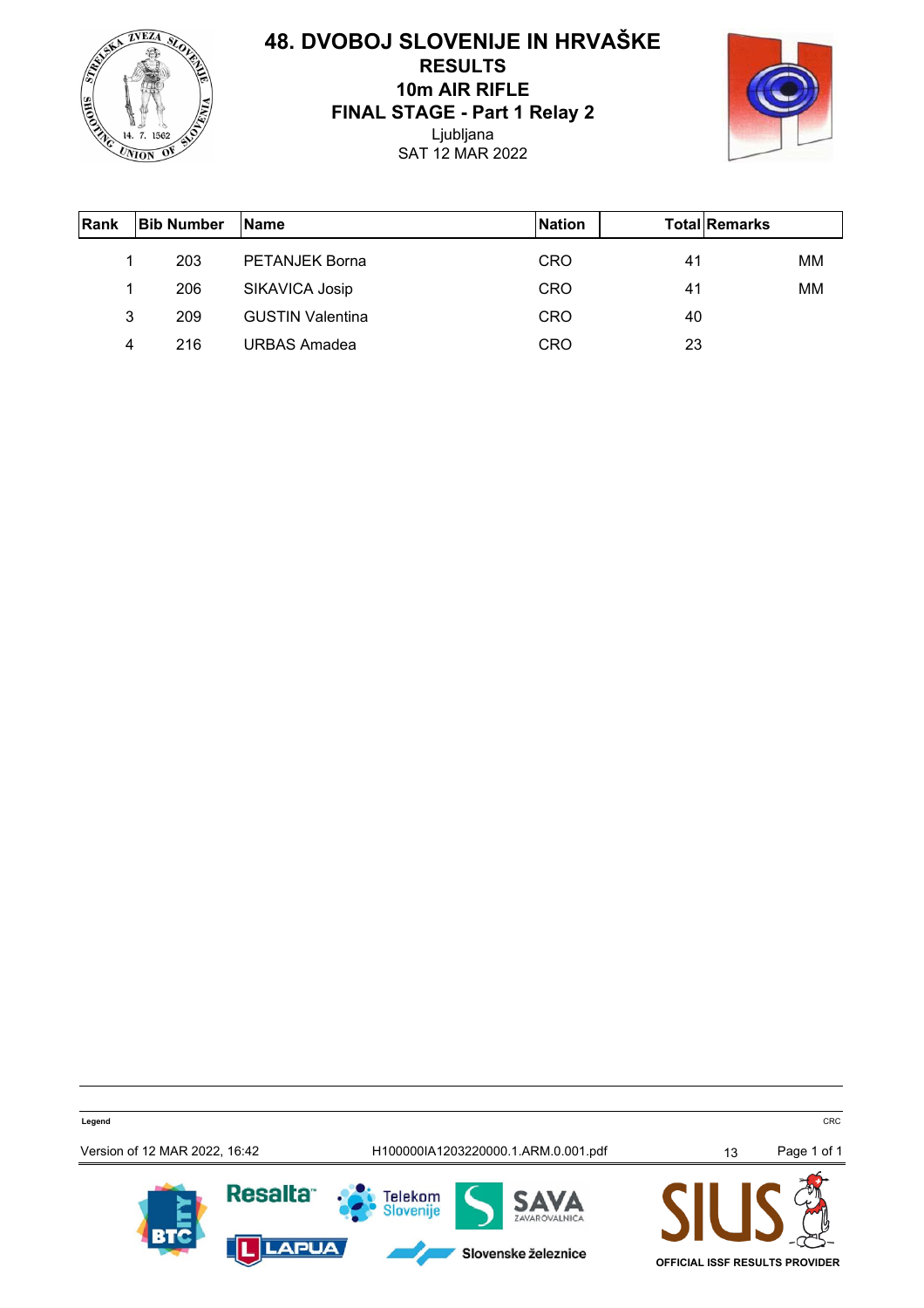# 48. DVOBOJ SLOVENIJE IN HRVAŠKE

## RESULTS

## 10m AIR RIFLE

## FINAL STAGE - Part 1 Relay 2

Ljubljana

SAT 12 MAR 2022

| Rank | Bib Number | Name | Nation | Total | Remarks |
|---|---|---|---|---|---|
| 1 | 203 | PETANJEK Borna | CRO | 41 | MM |
| 1 | 206 | SIKAVICA Josip | CRO | 41 | MM |
| 3 | 209 | GUSTIN Valentina | CRO | 40 | |
| 4 | 216 | URBAS Amadea | CRO | 23 | |

Legend

CRC

Version of 12 MAR 2022, 16:42 H100000IA1203220000.1.ARM.0.001.pdf 13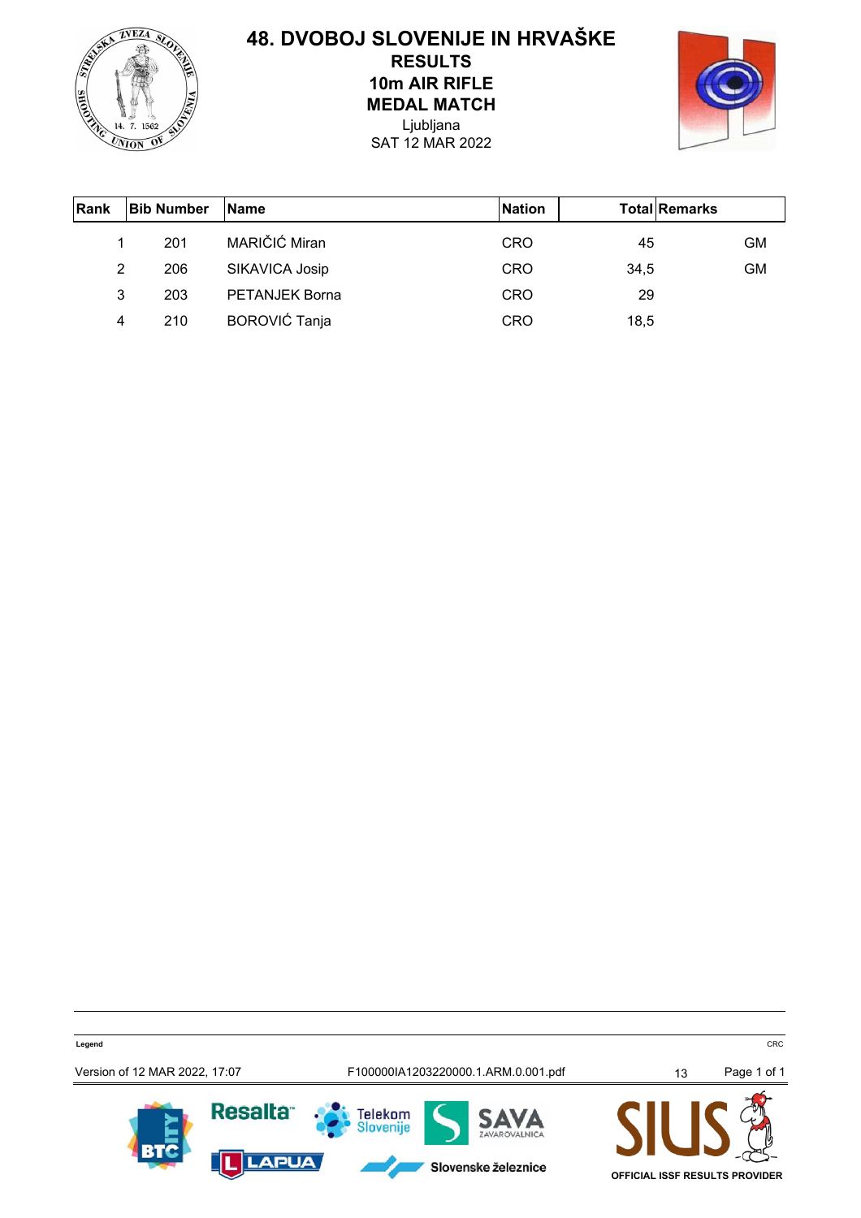# 48. DVOBOJ SLOVENIJE IN HRVAŠKE

## RESULTS
## 10m AIR RIFLE
## MEDAL MATCH

Ljubljana
SAT 12 MAR 2022

| Rank | Bib Number | Name | Nation | Total | Remarks |
|---|---|---|---|---|---|
| 1 | 201 | MARIČIĆ Miran | CRO | 45 | GM |
| 2 | 206 | SIKAVICA Josip | CRO | 34,5 | GM |
| 3 | 203 | PETANJEK Borna | CRO | 29 | |
| 4 | 210 | BOROVIĆ Tanja | CRO | 18,5 | |

Legend

CRC

Version of 12 MAR 2022, 17:07 F100000IA1203220000.1.ARM.0.001.pdf 13

OFFICIAL ISSF RESULTS PROVIDER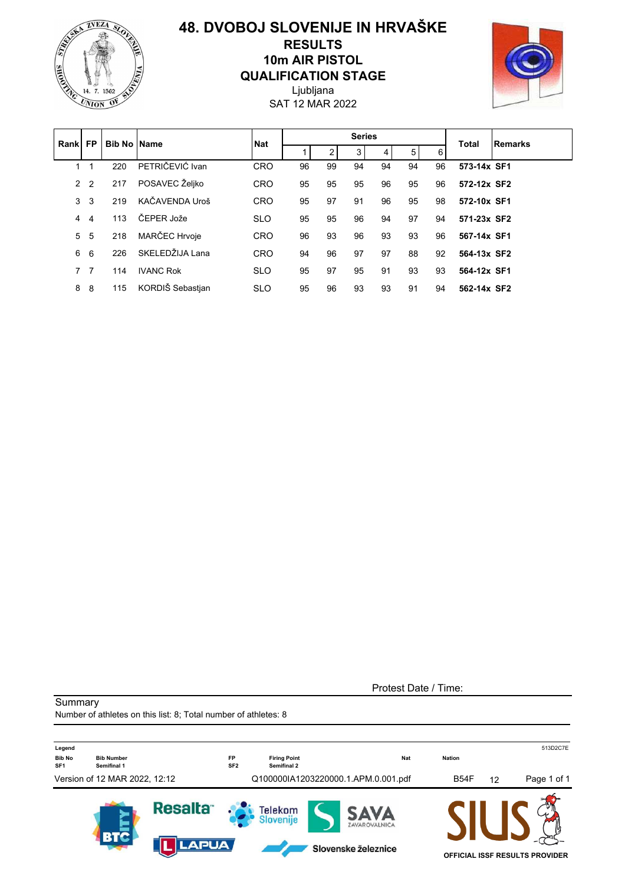# 48. DVOBOJ SLOVENIJE IN HRVAŠKE

## RESULTS
## 10m AIR PISTOL
## QUALIFICATION STAGE

Ljubljana
SAT 12 MAR 2022

| Rank | FP | Bib No | Name | Nat | Series 1 | 2 | 3 | 4 | 5 | 6 | Total | Remarks |
|---|---|---|---|---|---|---|---|---|---|---|---|---|
| 1 | 1 | 220 | PETRIČEVIĆ Ivan | CRO | 96 | 99 | 94 | 94 | 94 | 96 | **573-14x** | **SF1** |
| 2 | 2 | 217 | POSAVEC Željko | CRO | 95 | 95 | 95 | 96 | 95 | 96 | **572-12x** | **SF2** |
| 3 | 3 | 219 | KAČAVENDA Uroš | CRO | 95 | 97 | 91 | 96 | 95 | 98 | **572-10x** | **SF1** |
| 4 | 4 | 113 | ČEPER Jože | SLO | 95 | 95 | 96 | 94 | 97 | 94 | **571-23x** | **SF2** |
| 5 | 5 | 218 | MARČEC Hrvoje | CRO | 96 | 93 | 96 | 93 | 93 | 96 | **567-14x** | **SF1** |
| 6 | 6 | 226 | SKELEDŽIJA Lana | CRO | 94 | 96 | 97 | 97 | 88 | 92 | **564-13x** | **SF2** |
| 7 | 7 | 114 | IVANC Rok | SLO | 95 | 97 | 95 | 91 | 93 | 93 | **564-12x** | **SF1** |
| 8 | 8 | 115 | KORDIŠ Sebastjan | SLO | 95 | 96 | 93 | 93 | 91 | 94 | **562-14x** | **SF2** |

Protest Date / Time:

Summary
Number of athletes on this list: 8; Total number of athletes: 8

**Legend** 513D2C7E

| | | | | | |
|---|---|---|---|---|---|
| **Bib No** | **Bib Number** | **FP** | **Firing Point** | **Nat** | **Nation** |
| **SF1** | **Semifinal 1** | **SF2** | **Semifinal 2** | | |

Version of 12 MAR 2022, 12:12 Q100000IA1203220000.1.APM.0.001.pdf B54F 12

OFFICIAL ISSF RESULTS PROVIDER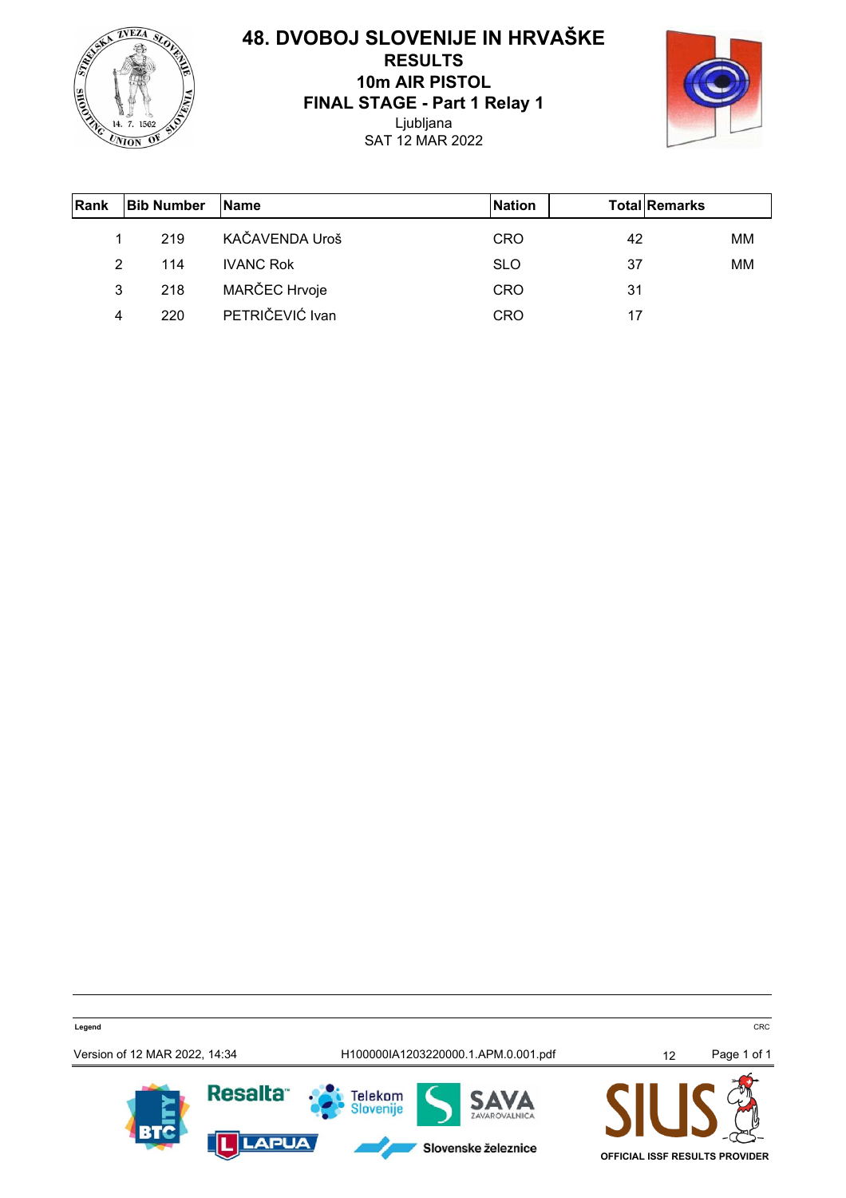# 48. DVOBOJ SLOVENIJE IN HRVAŠKE

## RESULTS

## 10m AIR PISTOL

## FINAL STAGE - Part 1 Relay 1

Ljubljana

SAT 12 MAR 2022

| Rank | Bib Number | Name | Nation | Total | Remarks |
|---|---|---|---|---|---|
| 1 | 219 | KAČAVENDA Uroš | CRO | 42 | MM |
| 2 | 114 | IVANC Rok | SLO | 37 | MM |
| 3 | 218 | MARČEC Hrvoje | CRO | 31 | |
| 4 | 220 | PETRIČEVIĆ Ivan | CRO | 17 | |

Legend

CRC

Version of 12 MAR 2022, 14:34 H100000IA1203220000.1.APM.0.001.pdf 12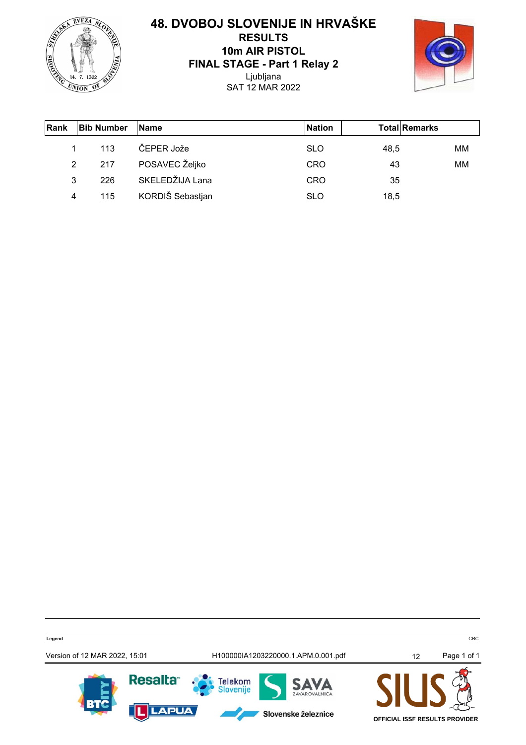# 48. DVOBOJ SLOVENIJE IN HRVAŠKE

## RESULTS

## 10m AIR PISTOL

## FINAL STAGE - Part 1 Relay 2

Ljubljana

SAT 12 MAR 2022

| Rank | Bib Number | Name | Nation | Total | Remarks |
|---|---|---|---|---|---|
| 1 | 113 | ČEPER Jože | SLO | 48,5 | MM |
| 2 | 217 | POSAVEC Željko | CRO | 43 | MM |
| 3 | 226 | SKELEDŽIJA Lana | CRO | 35 | |
| 4 | 115 | KORDIŠ Sebastjan | SLO | 18,5 | |

Legend

CRC

Version of 12 MAR 2022, 15:01 | H100000IA1203220000.1.APM.0.001.pdf | 12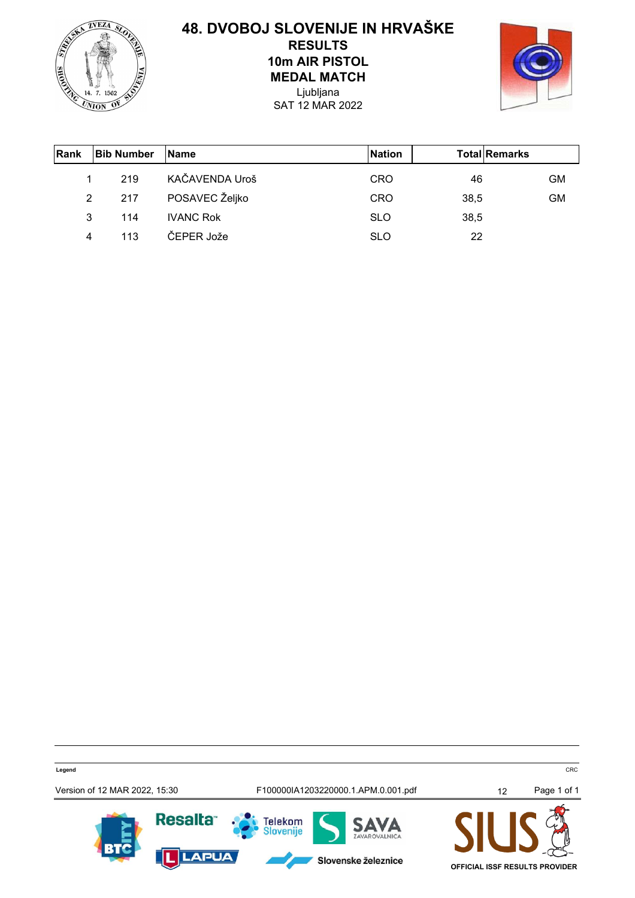# 48. DVOBOJ SLOVENIJE IN HRVAŠKE

**RESULTS**

**10m AIR PISTOL**

**MEDAL MATCH**

Ljubljana

SAT 12 MAR 2022

| Rank | Bib Number | Name | Nation | Total | Remarks |
|---|---|---|---|---|---|
| 1 | 219 | KAČAVENDA Uroš | CRO | 46 | GM |
| 2 | 217 | POSAVEC Željko | CRO | 38,5 | GM |
| 3 | 114 | IVANC Rok | SLO | 38,5 | |
| 4 | 113 | ČEPER Jože | SLO | 22 | |

Legend

CRC

Version of 12 MAR 2022, 15:30 F100000IA1203220000.1.APM.0.001.pdf 12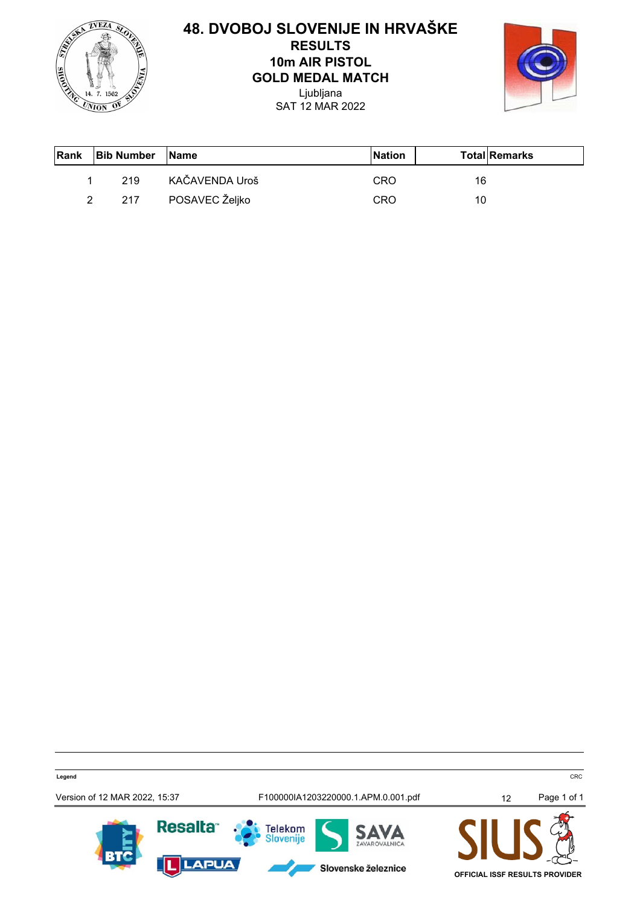# 48. DVOBOJ SLOVENIJE IN HRVAŠKE

## RESULTS

## 10m AIR PISTOL

## GOLD MEDAL MATCH

Ljubljana

SAT 12 MAR 2022

| Rank | Bib Number | Name | Nation | Total | Remarks |
|---|---|---|---|---|---|
| 1 | 219 | KAČAVENDA Uroš | CRO | 16 | |
| 2 | 217 | POSAVEC Željko | CRO | 10 | |

Legend

CRC

Version of 12 MAR 2022, 15:37 F100000IA1203220000.1.APM.0.001.pdf 12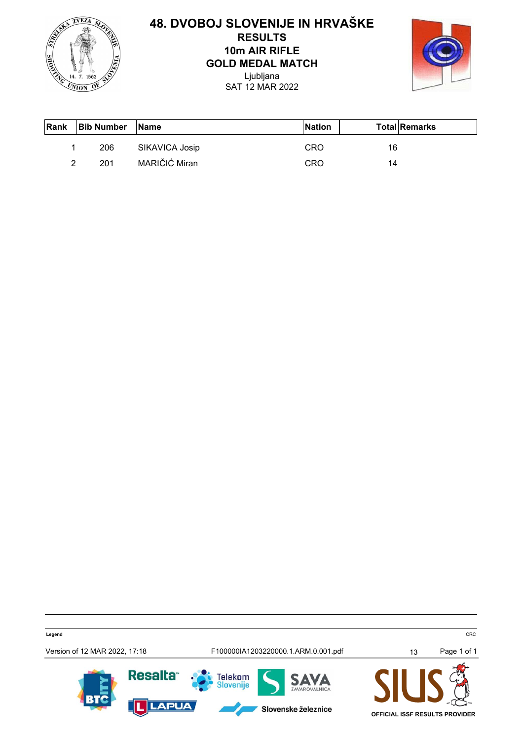# 48. DVOBOJ SLOVENIJE IN HRVAŠKE

## RESULTS

## 10m AIR RIFLE

## GOLD MEDAL MATCH

Ljubljana

SAT 12 MAR 2022

| Rank | Bib Number | Name | Nation | Total | Remarks |
|---|---|---|---|---|---|
| 1 | 206 | SIKAVICA Josip | CRO | 16 | |
| 2 | 201 | MARIČIĆ Miran | CRO | 14 | |

Legend

CRC

Version of 12 MAR 2022, 17:18 F100000IA1203220000.1.ARM.0.001.pdf 13